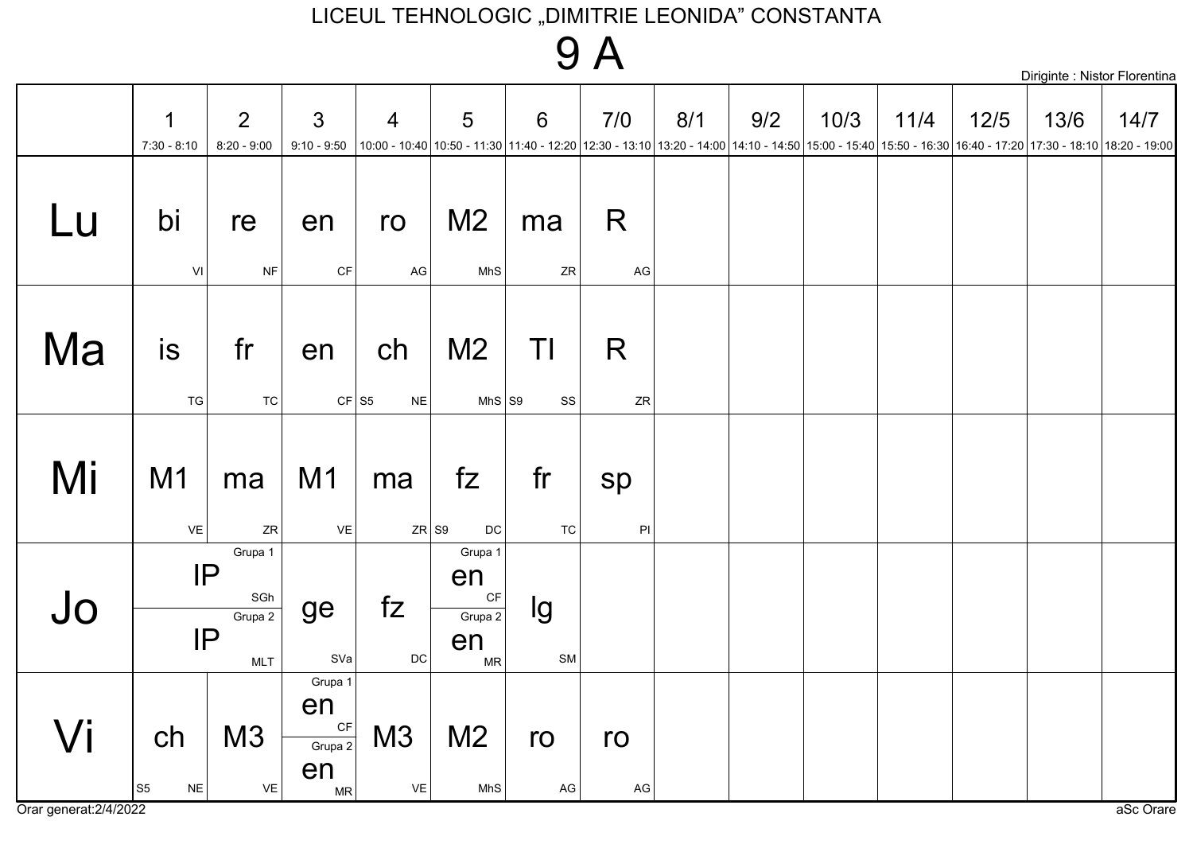# LICEUL TEHNOLOGIC „DIMITRIE LEONIDA" CONSTANTA

## 9 A

Diriginte : Nistor Florentina

| | 1<br>7:30 - 8:10 | 2<br>8:20 - 9:00 | 3<br>9:10 - 9:50 | 4<br>10:00 - 10:40 | 5<br>10:50 - 11:30 | 6<br>11:40 - 12:20 | 7/0<br>12:30 - 13:10 | 8/1<br>13:20 - 14:00 | 9/2<br>14:10 - 14:50 | 10/3<br>15:00 - 15:40 | 11/4<br>15:50 - 16:30 | 12/5<br>16:40 - 17:20 | 13/6<br>17:30 - 18:10 | 14/7<br>18:20 - 19:00 |
|---|---|---|---|---|---|---|---|---|---|---|---|---|---|---|
| Lu | bi VI | re NF | en CF | ro AG | M2 MhS | ma ZR | R AG | | | | | | | |
| Ma | is TG | fr TC | en CF | ch S5 NE | M2 MhS | TI S9 SS | R ZR | | | | | | | |
| Mi | M1 VE | ma ZR | M1 VE | ma ZR | fz S9 DC | fr TC | sp PI | | | | | | | |
| Jo | Grupa 1: IP SGh<br>Grupa 2: IP MLT | Grupa 1: IP SGh<br>Grupa 2: IP MLT | ge SVa | fz DC | Grupa 1: en CF<br>Grupa 2: en MR | lg SM | | | | | | | | |
| Vi | ch S5 NE | M3 VE | Grupa 1: en CF<br>Grupa 2: en MR | M3 VE | M2 MhS | ro AG | ro AG | | | | | | | |

Orar generat:2/4/2022

aSc Orare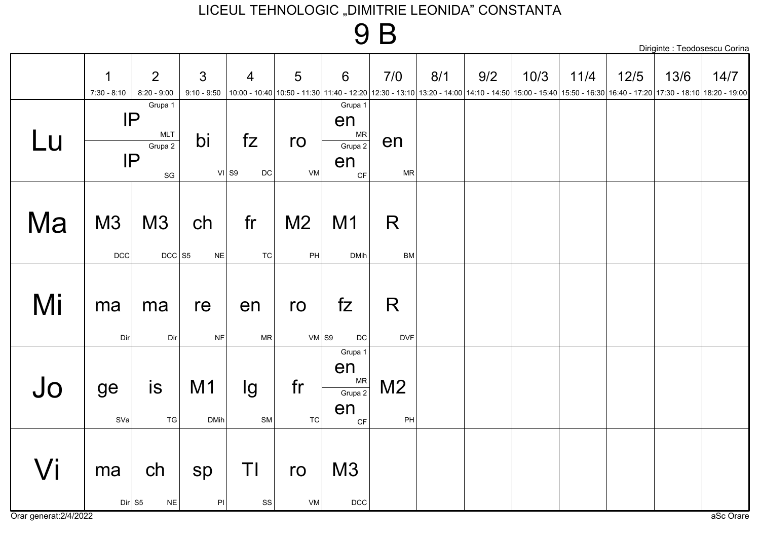# LICEUL TEHNOLOGIC „DIMITRIE LEONIDA" CONSTANTA

## 9 B

Diriginte : Teodosescu Corina

| | 1<br>7:30 - 8:10 | 2<br>8:20 - 9:00 | 3<br>9:10 - 9:50 | 4<br>10:00 - 10:40 | 5<br>10:50 - 11:30 | 6<br>11:40 - 12:20 | 7/0<br>12:30 - 13:10 | 8/1<br>13:20 - 14:00 | 9/2<br>14:10 - 14:50 | 10/3<br>15:00 - 15:40 | 11/4<br>15:50 - 16:30 | 12/5<br>16:40 - 17:20 | 13/6<br>17:30 - 18:10 | 14/7<br>18:20 - 19:00 |
|---|---|---|---|---|---|---|---|---|---|---|---|---|---|---|
| Lu | Grupa 1: IP MLT / Grupa 2: IP SG | | bi VI | fz S9 DC | ro VM | Grupa 1: en MR / Grupa 2: en CF | en MR | | | | | | | |
| Ma | M3 DCC | M3 DCC | ch S5 NE | fr TC | M2 PH | M1 DMih | R BM | | | | | | | |
| Mi | ma Dir | ma Dir | re NF | en MR | ro VM | fz S9 DC | R DVF | | | | | | | |
| Jo | ge SVa | is TG | M1 DMih | lg SM | fr TC | Grupa 1: en MR / Grupa 2: en CF | M2 PH | | | | | | | |
| Vi | ma Dir | ch S5 NE | sp PI | TI SS | ro VM | M3 DCC | | | | | | | | |

Orar generat:2/4/2022

aSc Orare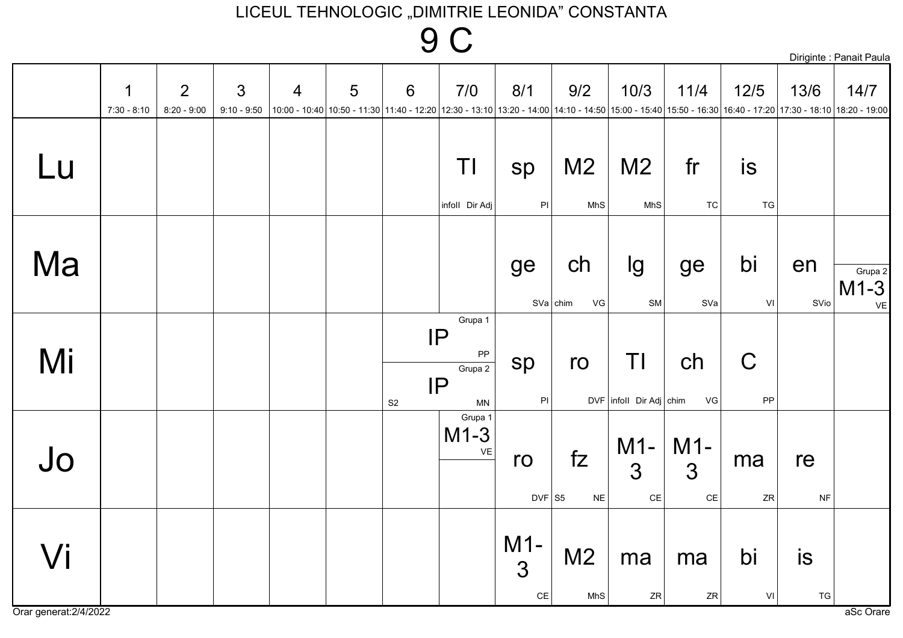LICEUL TEHNOLOGIC „DIMITRIE LEONIDA" CONSTANTA

# 9 C

Diriginte : Panait Paula

| | 1<br>7:30 - 8:10 | 2<br>8:20 - 9:00 | 3<br>9:10 - 9:50 | 4<br>10:00 - 10:40 | 5<br>10:50 - 11:30 | 6<br>11:40 - 12:20 | 7/0<br>12:30 - 13:10 | 8/1<br>13:20 - 14:00 | 9/2<br>14:10 - 14:50 | 10/3<br>15:00 - 15:40 | 11/4<br>15:50 - 16:30 | 12/5<br>16:40 - 17:20 | 13/6<br>17:30 - 18:10 | 14/7<br>18:20 - 19:00 |
|---|---|---|---|---|---|---|---|---|---|---|---|---|---|---|
| Lu | | | | | | | TI<br>infoII Dir Adj | sp<br>PI | M2<br>MhS | M2<br>MhS | fr<br>TC | is<br>TG | | |
| Ma | | | | | | | | ge<br>SVa | ch<br>chim VG | lg<br>SM | ge<br>SVa | bi<br>VI | en<br>SVio | Grupa 2<br>M1-3<br>VE |
| Mi | | | | | | Grupa 1 IP PP<br>Grupa 2 IP S2 MN | Grupa 1 IP PP<br>Grupa 2 IP S2 MN | sp<br>PI | ro<br>DVF | TI<br>infoII Dir Adj | ch<br>chim VG | C<br>PP | | |
| Jo | | | | | | | Grupa 1<br>M1-3<br>VE | ro<br>DVF | fz<br>S5 NE | M1-3<br>CE | M1-3<br>CE | ma<br>ZR | re<br>NF | |
| Vi | | | | | | | | M1-3<br>CE | M2<br>MhS | ma<br>ZR | ma<br>ZR | bi<br>VI | is<br>TG | |

Orar generat:2/4/2022

aSc Orare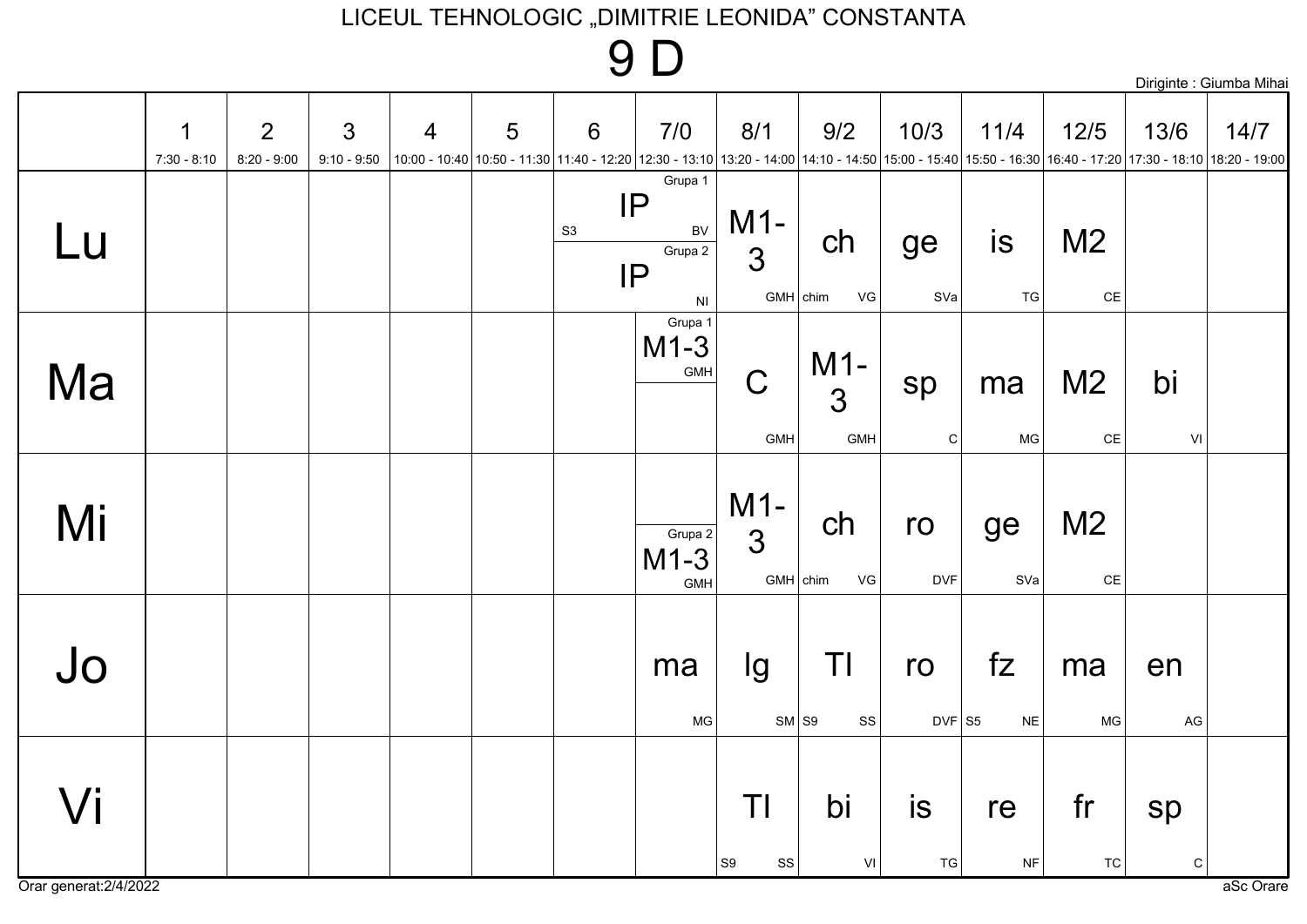LICEUL TEHNOLOGIC „DIMITRIE LEONIDA” CONSTANTA

# 9 D

Diriginte : Giumba Mihai

| | 1<br>7:30 - 8:10 | 2<br>8:20 - 9:00 | 3<br>9:10 - 9:50 | 4<br>10:00 - 10:40 | 5<br>10:50 - 11:30 | 6<br>11:40 - 12:20 | 7/0<br>12:30 - 13:10 | 8/1<br>13:20 - 14:00 | 9/2<br>14:10 - 14:50 | 10/3<br>15:00 - 15:40 | 11/4<br>15:50 - 16:30 | 12/5<br>16:40 - 17:20 | 13/6<br>17:30 - 18:10 | 14/7<br>18:20 - 19:00 |
|---|---|---|---|---|---|---|---|---|---|---|---|---|---|---|
| Lu | | | | | | Grupa 1: IP S3 BV<br>Grupa 2: IP NI | Grupa 1: IP S3 BV<br>Grupa 2: IP NI | M1-3 GMH | ch chim VG | ge SVa | is TG | M2 CE | | |
| Ma | | | | | | | Grupa 1: M1-3 GMH | C GMH | M1-3 GMH | sp C | ma MG | M2 CE | bi VI | |
| Mi | | | | | | | Grupa 2: M1-3 GMH | M1-3 GMH | ch chim VG | ro DVF | ge SVa | M2 CE | | |
| Jo | | | | | | | ma MG | lg SM | TI S9 SS | ro DVF | fz S5 NE | ma MG | en AG | |
| Vi | | | | | | | | TI S9 SS | bi VI | is TG | re NF | fr TC | sp C | |

Orar generat:2/4/2022

aSc Orare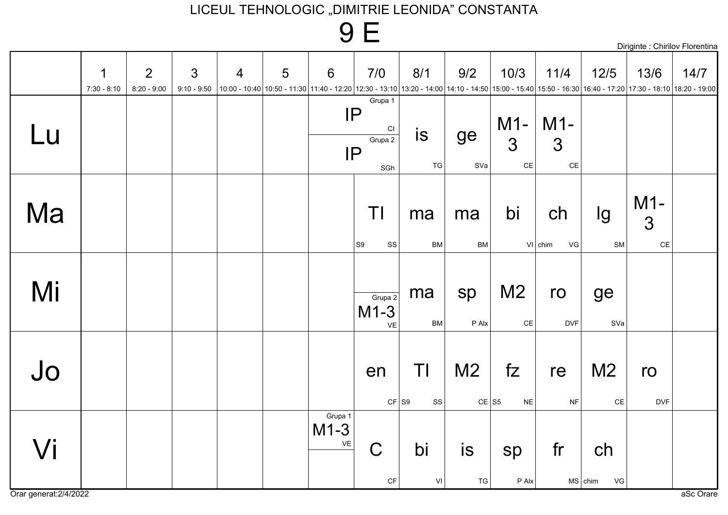# LICEUL TEHNOLOGIC „DIMITRIE LEONIDA" CONSTANTA

## 9 E

Diriginte : Chirilov Florentina

| | 1<br>7:30 - 8:10 | 2<br>8:20 - 9:00 | 3<br>9:10 - 9:50 | 4<br>10:00 - 10:40 | 5<br>10:50 - 11:30 | 6<br>11:40 - 12:20 | 7/0<br>12:30 - 13:10 | 8/1<br>13:20 - 14:00 | 9/2<br>14:10 - 14:50 | 10/3<br>15:00 - 15:40 | 11/4<br>15:50 - 16:30 | 12/5<br>16:40 - 17:20 | 13/6<br>17:30 - 18:10 | 14/7<br>18:20 - 19:00 |
|---|---|---|---|---|---|---|---|---|---|---|---|---|---|---|
| Lu | | | | | | Grupa 1: IP (CI)<br>Grupa 2: IP (SGh) | | is (TG) | ge (SVa) | M1-3 (CE) | M1-3 (CE) | | | |
| Ma | | | | | | | TI (S9, SS) | ma (BM) | ma (BM) | bi (VI) | ch (chim, VG) | lg (SM) | M1-3 (CE) | |
| Mi | | | | | | | Grupa 2: M1-3 (VE) | ma (BM) | sp (P Alx) | M2 (CE) | ro (DVF) | ge (SVa) | | |
| Jo | | | | | | | en (CF) | TI (S9, SS) | M2 (CE) | fz (S5, NE) | re (NF) | M2 (CE) | ro (DVF) | |
| Vi | | | | | | Grupa 1: M1-3 (VE) | C (CF) | bi (VI) | is (TG) | sp (P Alx) | fr (MS) | ch (chim, VG) | | |

Orar generat:2/4/2022

aSc Orare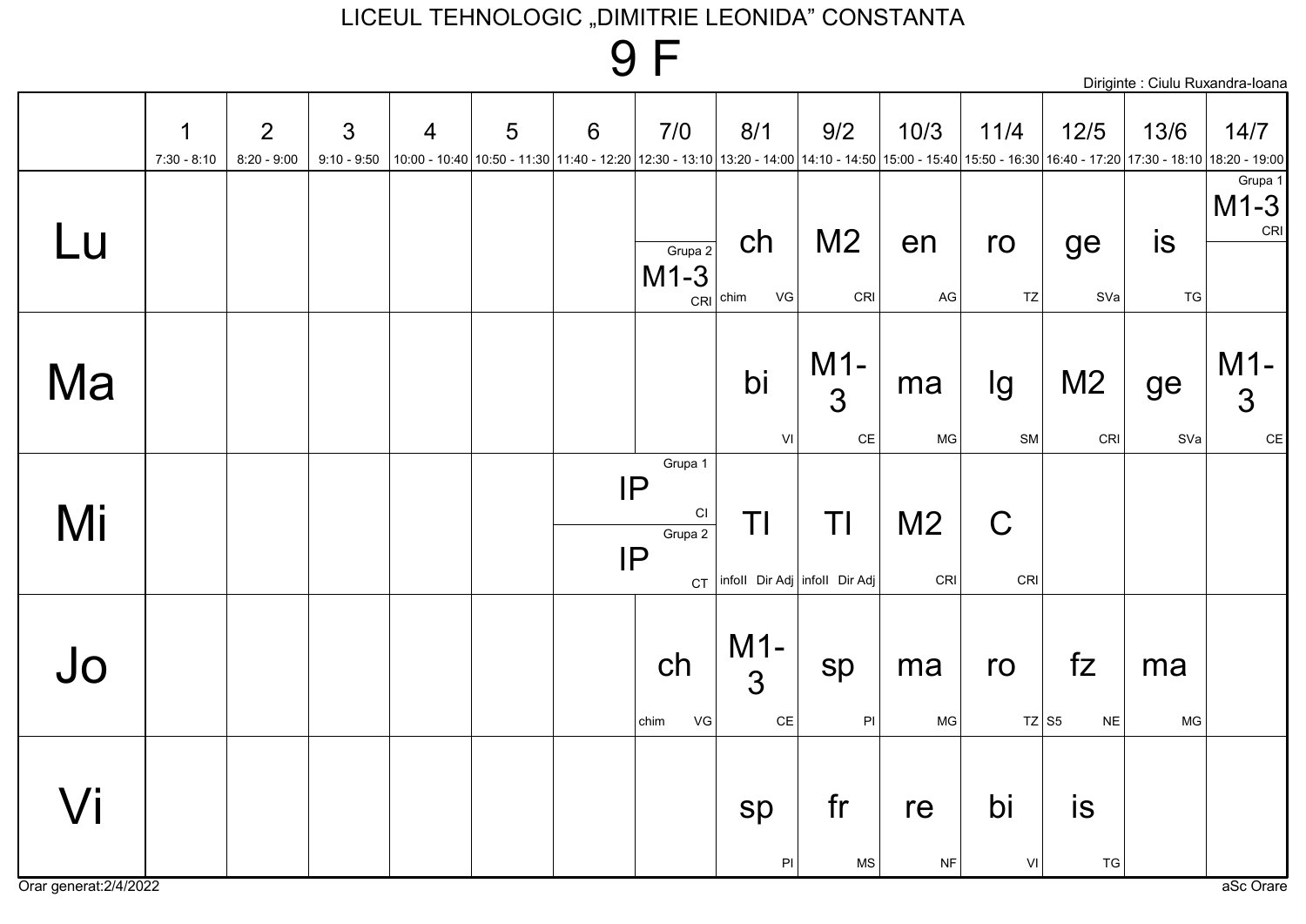# LICEUL TEHNOLOGIC „DIMITRIE LEONIDA" CONSTANTA

## 9 F

Diriginte : Ciulu Ruxandra-Ioana

| | 1<br>7:30 - 8:10 | 2<br>8:20 - 9:00 | 3<br>9:10 - 9:50 | 4<br>10:00 - 10:40 | 5<br>10:50 - 11:30 | 6<br>11:40 - 12:20 | 7/0<br>12:30 - 13:10 | 8/1<br>13:20 - 14:00 | 9/2<br>14:10 - 14:50 | 10/3<br>15:00 - 15:40 | 11/4<br>15:50 - 16:30 | 12/5<br>16:40 - 17:20 | 13/6<br>17:30 - 18:10 | 14/7<br>18:20 - 19:00 |
|---|---|---|---|---|---|---|---|---|---|---|---|---|---|---|
| Lu | | | | | | | Grupa 2 M1-3 CRI | ch chim VG | M2 CRI | en AG | ro TZ | ge SVa | is TG | Grupa 1 M1-3 CRI |
| Ma | | | | | | | | bi VI | M1-3 CE | ma MG | lg SM | M2 CRI | ge SVa | M1-3 CE |
| Mi | | | | | | Grupa 1 IP CI / Grupa 2 IP CT | | TI infoII Dir Adj | TI infoII Dir Adj | M2 CRI | C CRI | | | |
| Jo | | | | | | | ch chim VG | M1-3 CE | sp PI | ma MG | ro TZ | fz S5 NE | ma MG | |
| Vi | | | | | | | | sp PI | fr MS | re NF | bi VI | is TG | | |

Orar generat:2/4/2022

aSc Orare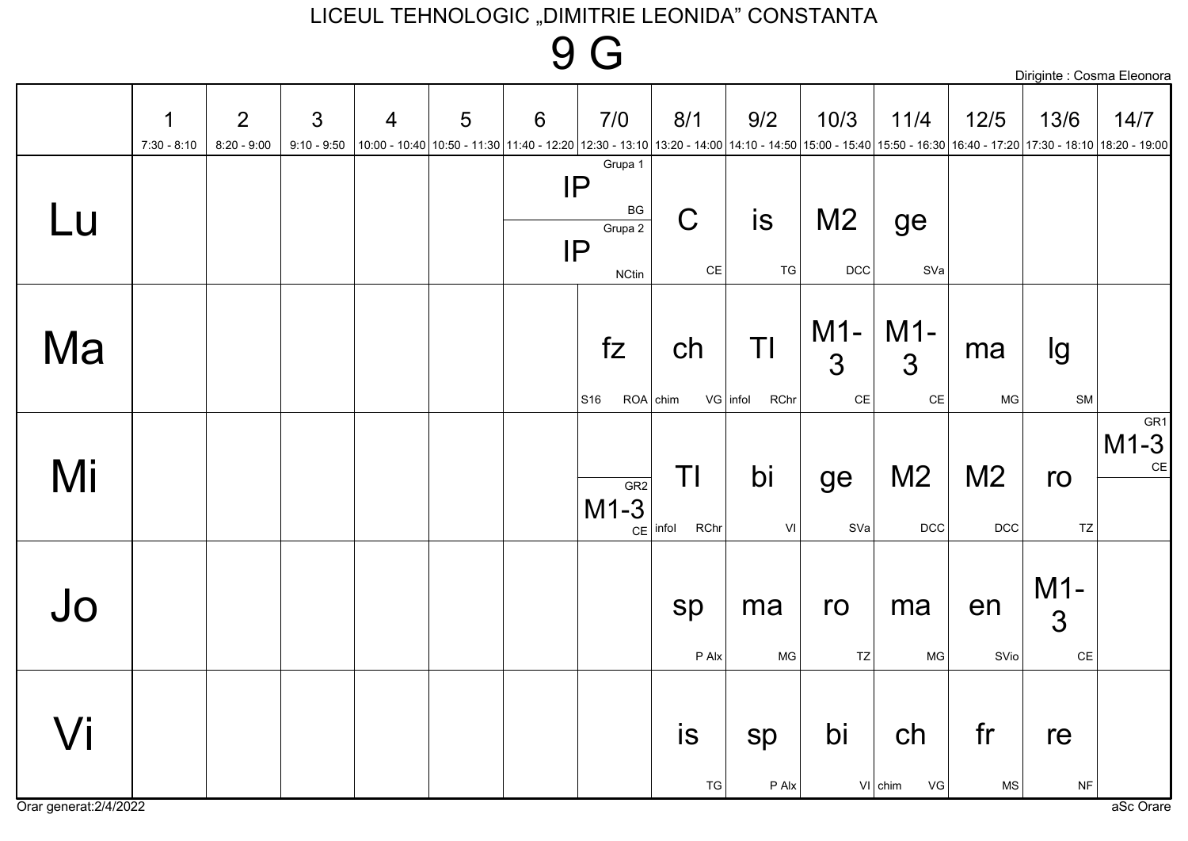# LICEUL TEHNOLOGIC „DIMITRIE LEONIDA" CONSTANTA

## 9 G

Diriginte : Cosma Eleonora

| | 1 7:30 - 8:10 | 2 8:20 - 9:00 | 3 9:10 - 9:50 | 4 10:00 - 10:40 | 5 10:50 - 11:30 | 6 11:40 - 12:20 | 7/0 12:30 - 13:10 | 8/1 13:20 - 14:00 | 9/2 14:10 - 14:50 | 10/3 15:00 - 15:40 | 11/4 15:50 - 16:30 | 12/5 16:40 - 17:20 | 13/6 17:30 - 18:10 | 14/7 18:20 - 19:00 |
|---|---|---|---|---|---|---|---|---|---|---|---|---|---|---|
| Lu | | | | | | Grupa 1: IP BG / Grupa 2: IP NCtin | | C CE | is TG | M2 DCC | ge SVa | | | |
| Ma | | | | | | | fz S16 ROA | ch chim VG | TI infol RChr | M1-3 CE | M1-3 CE | ma MG | lg SM | |
| Mi | | | | | | | GR2 M1-3 CE | TI infol RChr | bi VI | ge SVa | M2 DCC | M2 DCC | ro TZ | GR1 M1-3 CE |
| Jo | | | | | | | | sp P Alx | ma MG | ro TZ | ma MG | en SVio | M1-3 CE | |
| Vi | | | | | | | | is TG | sp P Alx | bi VI | ch chim VG | fr MS | re NF | |

Orar generat:2/4/2022

aSc Orare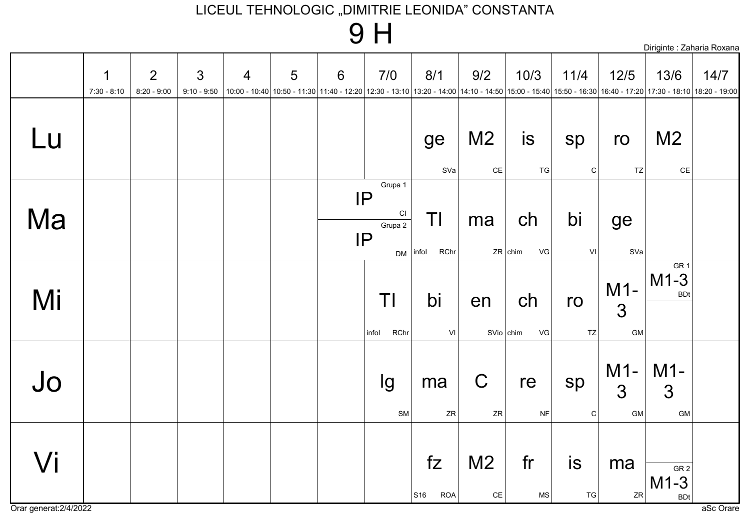LICEUL TEHNOLOGIC „DIMITRIE LEONIDA" CONSTANTA

# 9 H

Diriginte : Zaharia Roxana

| | 1<br>7:30 - 8:10 | 2<br>8:20 - 9:00 | 3<br>9:10 - 9:50 | 4<br>10:00 - 10:40 | 5<br>10:50 - 11:30 | 6<br>11:40 - 12:20 | 7/0<br>12:30 - 13:10 | 8/1<br>13:20 - 14:00 | 9/2<br>14:10 - 14:50 | 10/3<br>15:00 - 15:40 | 11/4<br>15:50 - 16:30 | 12/5<br>16:40 - 17:20 | 13/6<br>17:30 - 18:10 | 14/7<br>18:20 - 19:00 |
|---|---|---|---|---|---|---|---|---|---|---|---|---|---|---|
| Lu | | | | | | | | ge SVa | M2 CE | is TG | sp C | ro TZ | M2 CE | |
| Ma | | | | | | Grupa 1: IP CI<br>Grupa 2: IP DM | Grupa 1: IP CI<br>Grupa 2: IP DM | TI infol RChr | ma ZR | ch chim VG | bi VI | ge SVa | | |
| Mi | | | | | | | TI infol RChr | bi VI | en SVio | ch chim VG | ro TZ | M1-3 GM | GR 1: M1-3 BDt | |
| Jo | | | | | | | lg SM | ma ZR | C ZR | re NF | sp C | M1-3 GM | M1-3 GM | |
| Vi | | | | | | | | fz S16 ROA | M2 CE | fr MS | is TG | ma ZR | GR 2: M1-3 BDt | |

Orar generat:2/4/2022

aSc Orare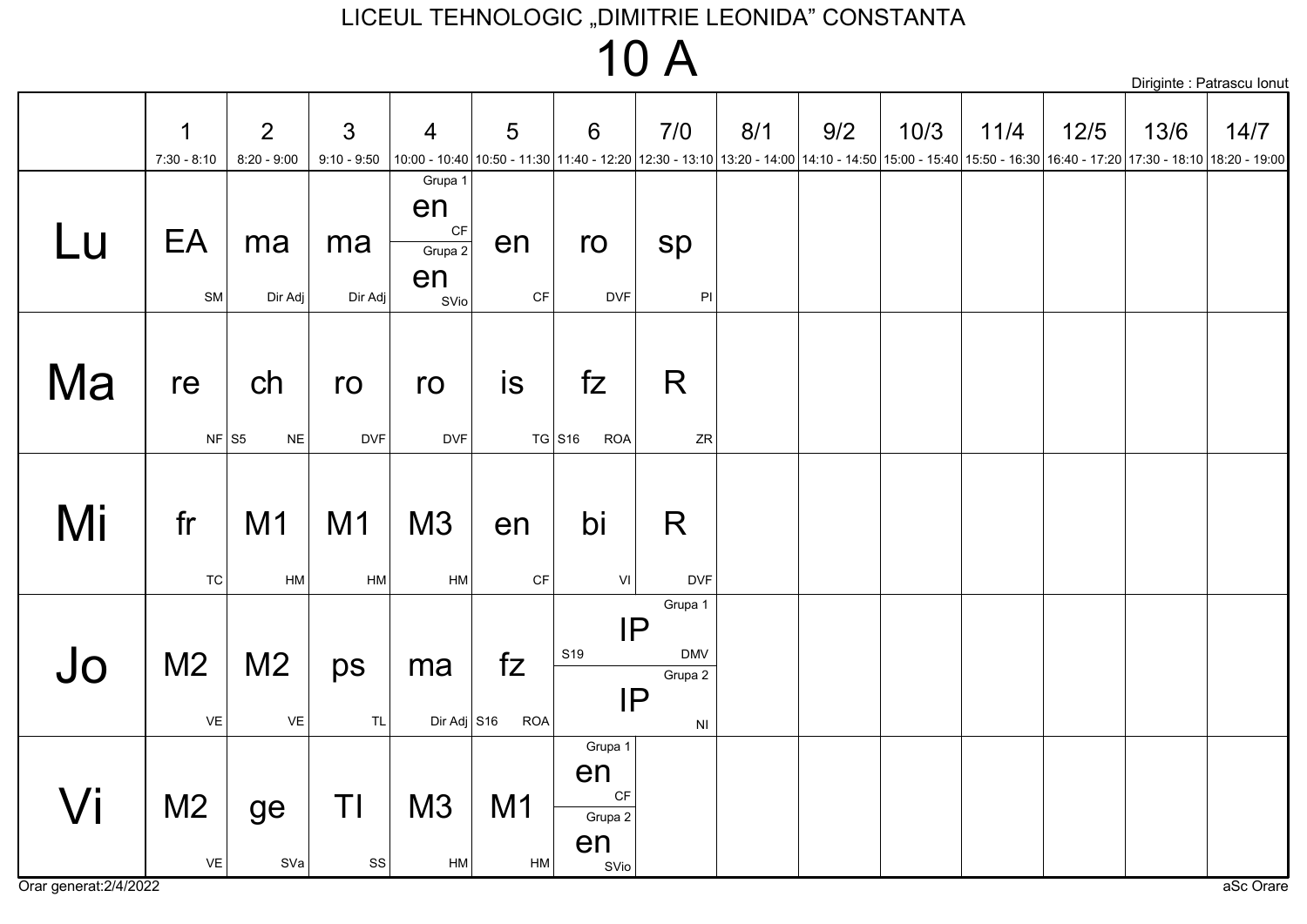# LICEUL TEHNOLOGIC „DIMITRIE LEONIDA" CONSTANTA

# 10 A

Diriginte : Patrascu Ionut

| | 1<br>7:30 - 8:10 | 2<br>8:20 - 9:00 | 3<br>9:10 - 9:50 | 4<br>10:00 - 10:40 | 5<br>10:50 - 11:30 | 6<br>11:40 - 12:20 | 7/0<br>12:30 - 13:10 | 8/1<br>13:20 - 14:00 | 9/2<br>14:10 - 14:50 | 10/3<br>15:00 - 15:40 | 11/4<br>15:50 - 16:30 | 12/5<br>16:40 - 17:20 | 13/6<br>17:30 - 18:10 | 14/7<br>18:20 - 19:00 |
|---|---|---|---|---|---|---|---|---|---|---|---|---|---|---|
| Lu | EA SM | ma Dir Adj | ma Dir Adj | Grupa 1: en CF<br>Grupa 2: en SVio | en CF | ro DVF | sp PI | | | | | | | |
| Ma | re NF | ch S5 NE | ro DVF | ro DVF | is TG | fz S16 ROA | R ZR | | | | | | | |
| Mi | fr TC | M1 HM | M1 HM | M3 HM | en CF | bi VI | R DVF | | | | | | | |
| Jo | M2 VE | M2 VE | ps TL | ma Dir Adj | fz S16 ROA | Grupa 1: IP S19 DMV<br>Grupa 2: IP NI | | | | | | | | |
| Vi | M2 VE | ge SVa | TI SS | M3 HM | M1 HM | Grupa 1: en CF<br>Grupa 2: en SVio | | | | | | | | |

Orar generat:2/4/2022

aSc Orare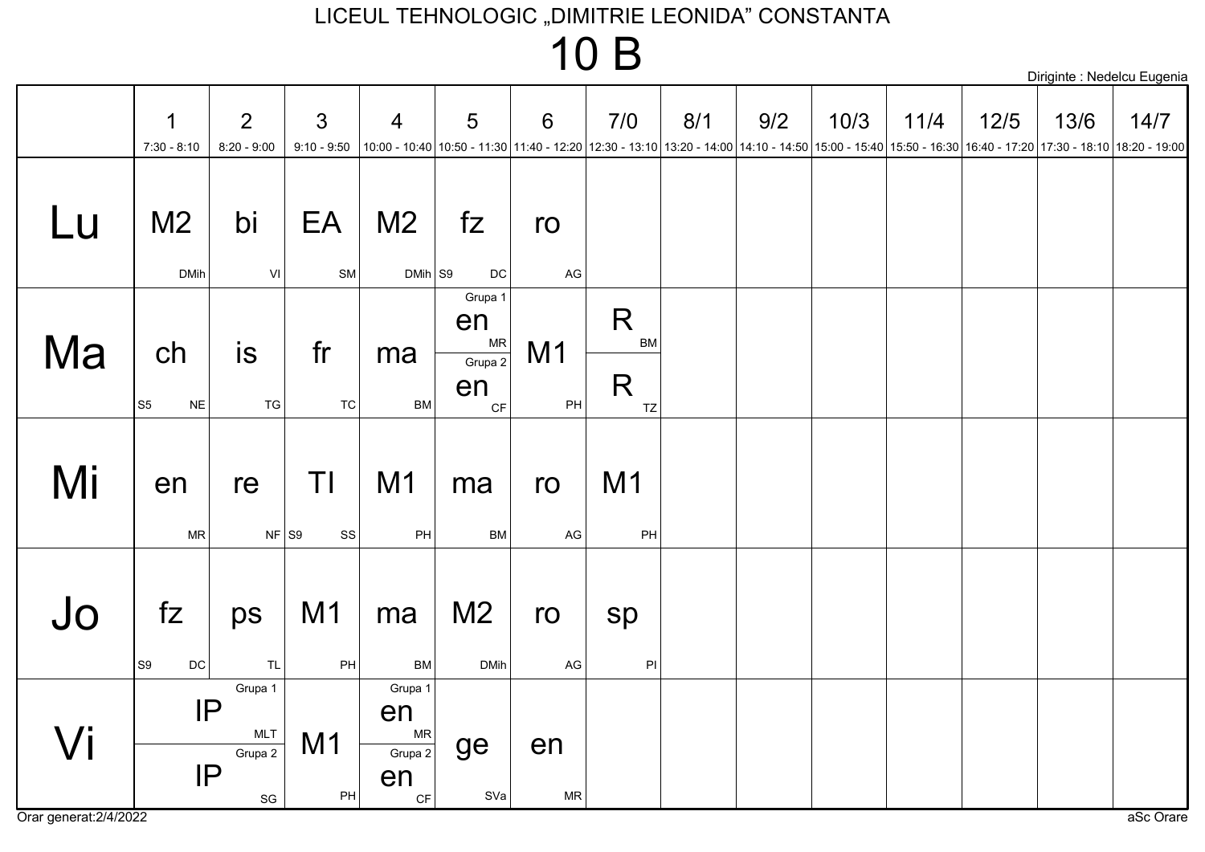LICEUL TEHNOLOGIC „DIMITRIE LEONIDA" CONSTANTA

# 10 B

Diriginte : Nedelcu Eugenia

| | 1<br>7:30 - 8:10 | 2<br>8:20 - 9:00 | 3<br>9:10 - 9:50 | 4<br>10:00 - 10:40 | 5<br>10:50 - 11:30 | 6<br>11:40 - 12:20 | 7/0<br>12:30 - 13:10 | 8/1<br>13:20 - 14:00 | 9/2<br>14:10 - 14:50 | 10/3<br>15:00 - 15:40 | 11/4<br>15:50 - 16:30 | 12/5<br>16:40 - 17:20 | 13/6<br>17:30 - 18:10 | 14/7<br>18:20 - 19:00 |
|---|---|---|---|---|---|---|---|---|---|---|---|---|---|---|
| Lu | M2 DMih | bi VI | EA SM | M2 DMih | fz S9 DC | ro AG | | | | | | | | |
| Ma | ch S5 NE | is TG | fr TC | ma BM | Grupa 1: en MR<br>Grupa 2: en CF | M1 PH | R BM<br>R TZ | | | | | | | |
| Mi | en MR | re NF | TI S9 SS | M1 PH | ma BM | ro AG | M1 PH | | | | | | | |
| Jo | fz S9 DC | ps TL | M1 PH | ma BM | M2 DMih | ro AG | sp PI | | | | | | | |
| Vi | Grupa 1: IP MLT<br>Grupa 2: IP SG | Grupa 1: IP MLT<br>Grupa 2: IP SG | M1 PH | Grupa 1: en MR<br>Grupa 2: en CF | ge SVa | en MR | | | | | | | | |

Orar generat:2/4/2022

aSc Orare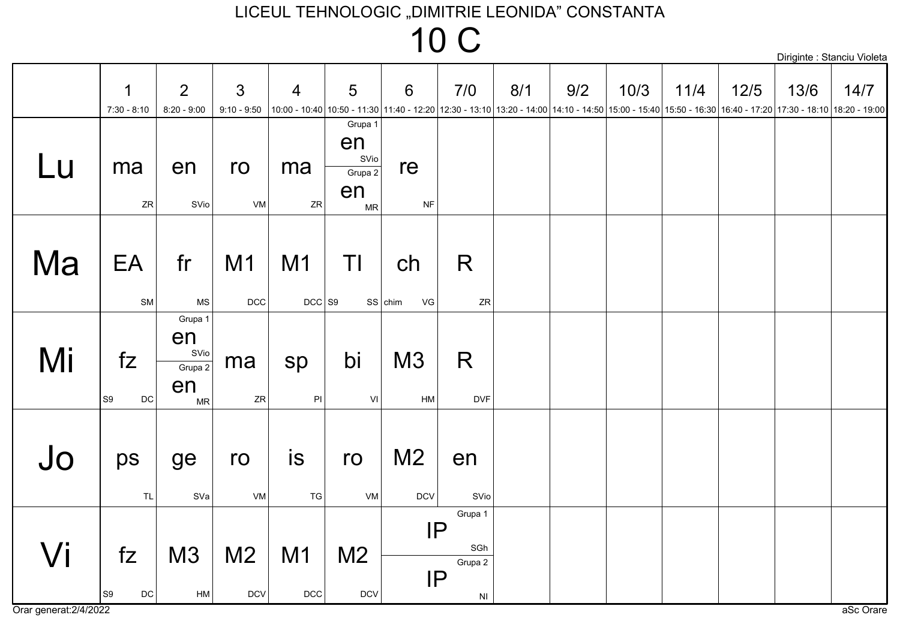LICEUL TEHNOLOGIC „DIMITRIE LEONIDA" CONSTANTA

# 10 C

Diriginte : Stanciu Violeta

| | 1<br>7:30 - 8:10 | 2<br>8:20 - 9:00 | 3<br>9:10 - 9:50 | 4<br>10:00 - 10:40 | 5<br>10:50 - 11:30 | 6<br>11:40 - 12:20 | 7/0<br>12:30 - 13:10 | 8/1<br>13:20 - 14:00 | 9/2<br>14:10 - 14:50 | 10/3<br>15:00 - 15:40 | 11/4<br>15:50 - 16:30 | 12/5<br>16:40 - 17:20 | 13/6<br>17:30 - 18:10 | 14/7<br>18:20 - 19:00 |
|---|---|---|---|---|---|---|---|---|---|---|---|---|---|---|
| Lu | ma ZR | en SVio | ro VM | ma ZR | Grupa 1: en SVio<br>Grupa 2: en MR | re NF | | | | | | | | |
| Ma | EA SM | fr MS | M1 DCC | M1 DCC | TI S9 SS | ch chim VG | R ZR | | | | | | | |
| Mi | fz S9 DC | Grupa 1: en SVio<br>Grupa 2: en MR | ma ZR | sp PI | bi VI | M3 HM | R DVF | | | | | | | |
| Jo | ps TL | ge SVa | ro VM | is TG | ro VM | M2 DCV | en SVio | | | | | | | |
| Vi | fz S9 DC | M3 HM | M2 DCV | M1 DCC | M2 DCV | Grupa 1: IP SGh<br>Grupa 2: IP NI | Grupa 1: IP SGh<br>Grupa 2: IP NI | | | | | | | |

Orar generat:2/4/2022

aSc Orare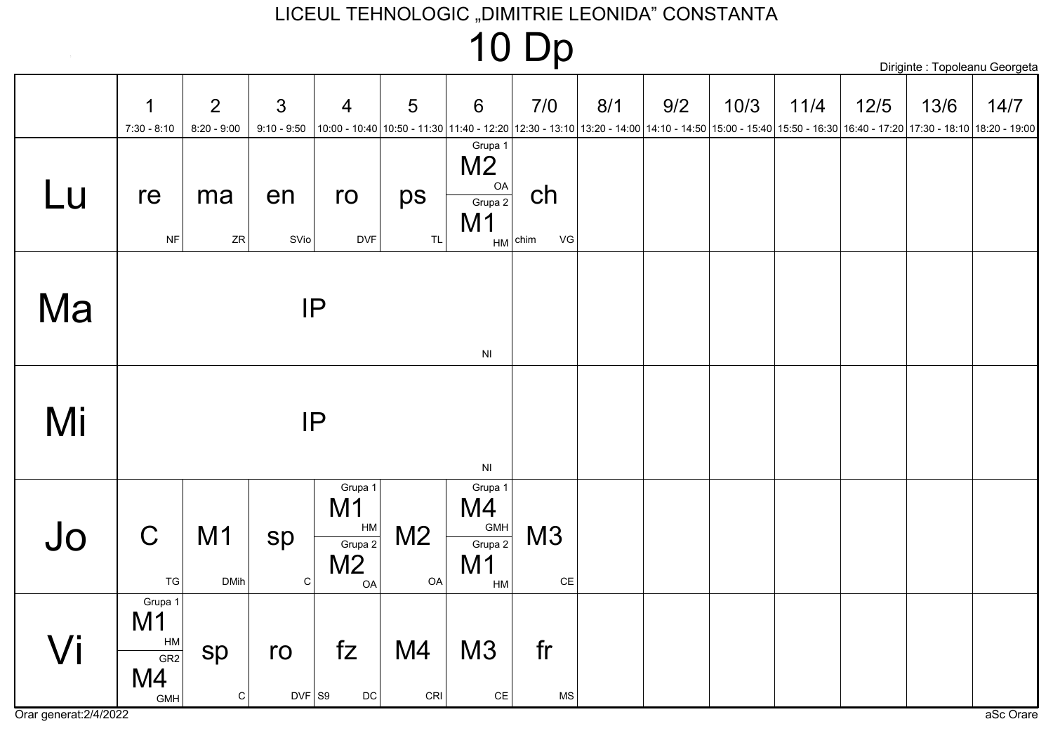# LICEUL TEHNOLOGIC „DIMITRIE LEONIDA" CONSTANTA

## 10 Dp

Diriginte : Topoleanu Georgeta

| | 1<br>7:30 - 8:10 | 2<br>8:20 - 9:00 | 3<br>9:10 - 9:50 | 4<br>10:00 - 10:40 | 5<br>10:50 - 11:30 | 6<br>11:40 - 12:20 | 7/0<br>12:30 - 13:10 | 8/1<br>13:20 - 14:00 | 9/2<br>14:10 - 14:50 | 10/3<br>15:00 - 15:40 | 11/4<br>15:50 - 16:30 | 12/5<br>16:40 - 17:20 | 13/6<br>17:30 - 18:10 | 14/7<br>18:20 - 19:00 |
|---|---|---|---|---|---|---|---|---|---|---|---|---|---|---|
| Lu | re NF | ma ZR | en SVio | ro DVF | ps TL | Grupa 1: M2 OA<br>Grupa 2: M1 HM | ch chim VG | | | | | | | |
| Ma | IP NI | | | | | | | | | | | | | |
| Mi | IP NI | | | | | | | | | | | | | |
| Jo | C TG | M1 DMih | sp C | Grupa 1: M1 HM<br>Grupa 2: M2 OA | M2 OA | Grupa 1: M4 GMH<br>Grupa 2: M1 HM | M3 CE | | | | | | | |
| Vi | Grupa 1: M1 HM<br>GR2: M4 GMH | sp C | ro DVF | fz S9 DC | M4 CRI | M3 CE | fr MS | | | | | | | |

Orar generat:2/4/2022 aSc Orare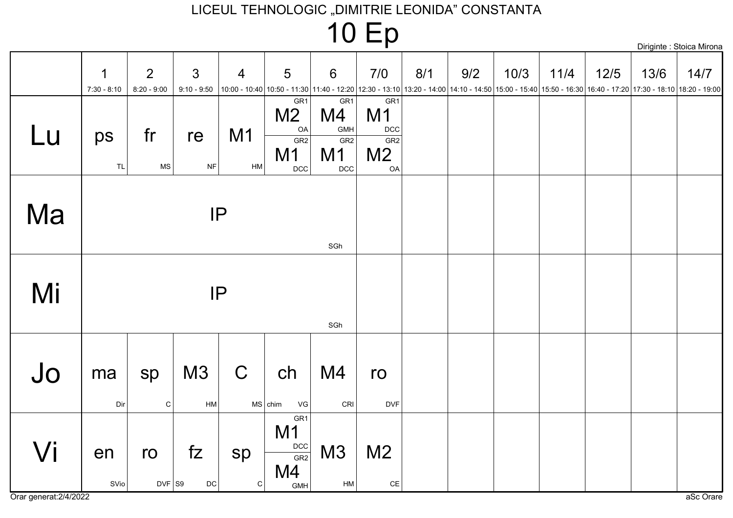LICEUL TEHNOLOGIC „DIMITRIE LEONIDA" CONSTANTA

# 10 Ep

Diriginte : Stoica Mirona

| | 1<br>7:30 - 8:10 | 2<br>8:20 - 9:00 | 3<br>9:10 - 9:50 | 4<br>10:00 - 10:40 | 5<br>10:50 - 11:30 | 6<br>11:40 - 12:20 | 7/0<br>12:30 - 13:10 | 8/1<br>13:20 - 14:00 | 9/2<br>14:10 - 14:50 | 10/3<br>15:00 - 15:40 | 11/4<br>15:50 - 16:30 | 12/5<br>16:40 - 17:20 | 13/6<br>17:30 - 18:10 | 14/7<br>18:20 - 19:00 |
|---|---|---|---|---|---|---|---|---|---|---|---|---|---|---|
| Lu | ps TL | fr MS | re NF | M1 HM | GR1 M2 OA / GR2 M1 DCC | GR1 M4 GMH / GR2 M1 DCC | GR1 M1 DCC / GR2 M2 OA | | | | | | | |
| Ma | IP SGh | | | | | | | | | | | | | |
| Mi | IP SGh | | | | | | | | | | | | | |
| Jo | ma Dir | sp C | M3 HM | C MS | ch chim VG | M4 CRI | ro DVF | | | | | | | |
| Vi | en SVio | ro DVF | fz S9 DC | sp C | GR1 M1 DCC / GR2 M4 GMH | M3 HM | M2 CE | | | | | | | |

Orar generat:2/4/2022

aSc Orare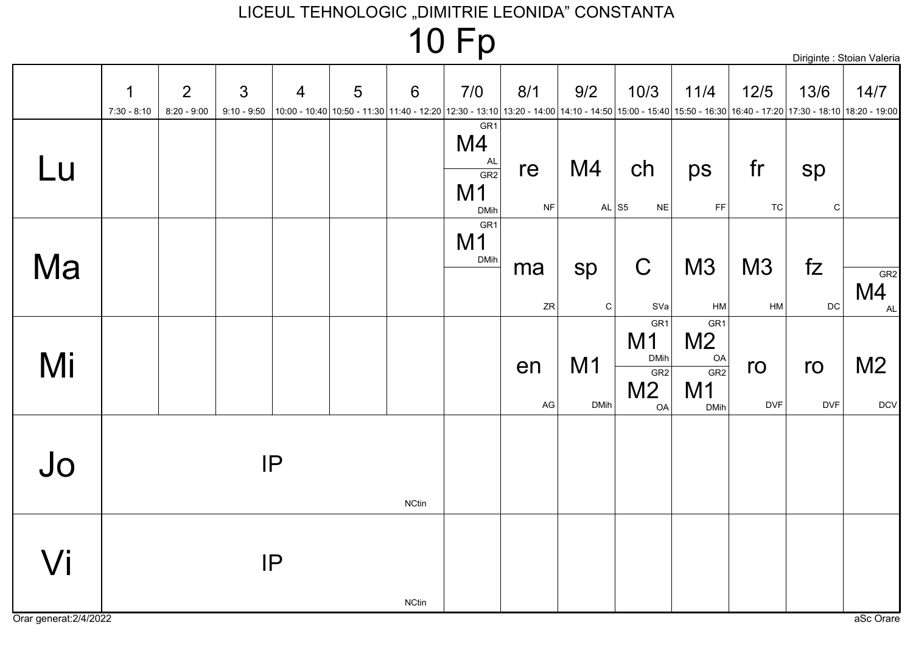# LICEUL TEHNOLOGIC „DIMITRIE LEONIDA" CONSTANTA

## 10 Fp

Diriginte : Stoian Valeria

| | 1<br>7:30 - 8:10 | 2<br>8:20 - 9:00 | 3<br>9:10 - 9:50 | 4<br>10:00 - 10:40 | 5<br>10:50 - 11:30 | 6<br>11:40 - 12:20 | 7/0<br>12:30 - 13:10 | 8/1<br>13:20 - 14:00 | 9/2<br>14:10 - 14:50 | 10/3<br>15:00 - 15:40 | 11/4<br>15:50 - 16:30 | 12/5<br>16:40 - 17:20 | 13/6<br>17:30 - 18:10 | 14/7<br>18:20 - 19:00 |
|---|---|---|---|---|---|---|---|---|---|---|---|---|---|---|
| Lu | | | | | | | GR1 M4 AL / GR2 M1 DMih | re NF | M4 AL | ch S5 NE | ps FF | fr TC | sp C | |
| Ma | | | | | | | GR1 M1 DMih | ma ZR | sp C | C SVa | M3 HM | M3 HM | fz DC | GR2 M4 AL |
| Mi | | | | | | | | en AG | M1 DMih | GR1 M1 DMih / GR2 M2 OA | GR1 M2 OA / GR2 M1 DMih | ro DVF | ro DVF | M2 DCV |
| Jo | IP NCtin | | | | | | | | | | | | | |
| Vi | IP NCtin | | | | | | | | | | | | | |

Orar generat:2/4/2022

aSc Orare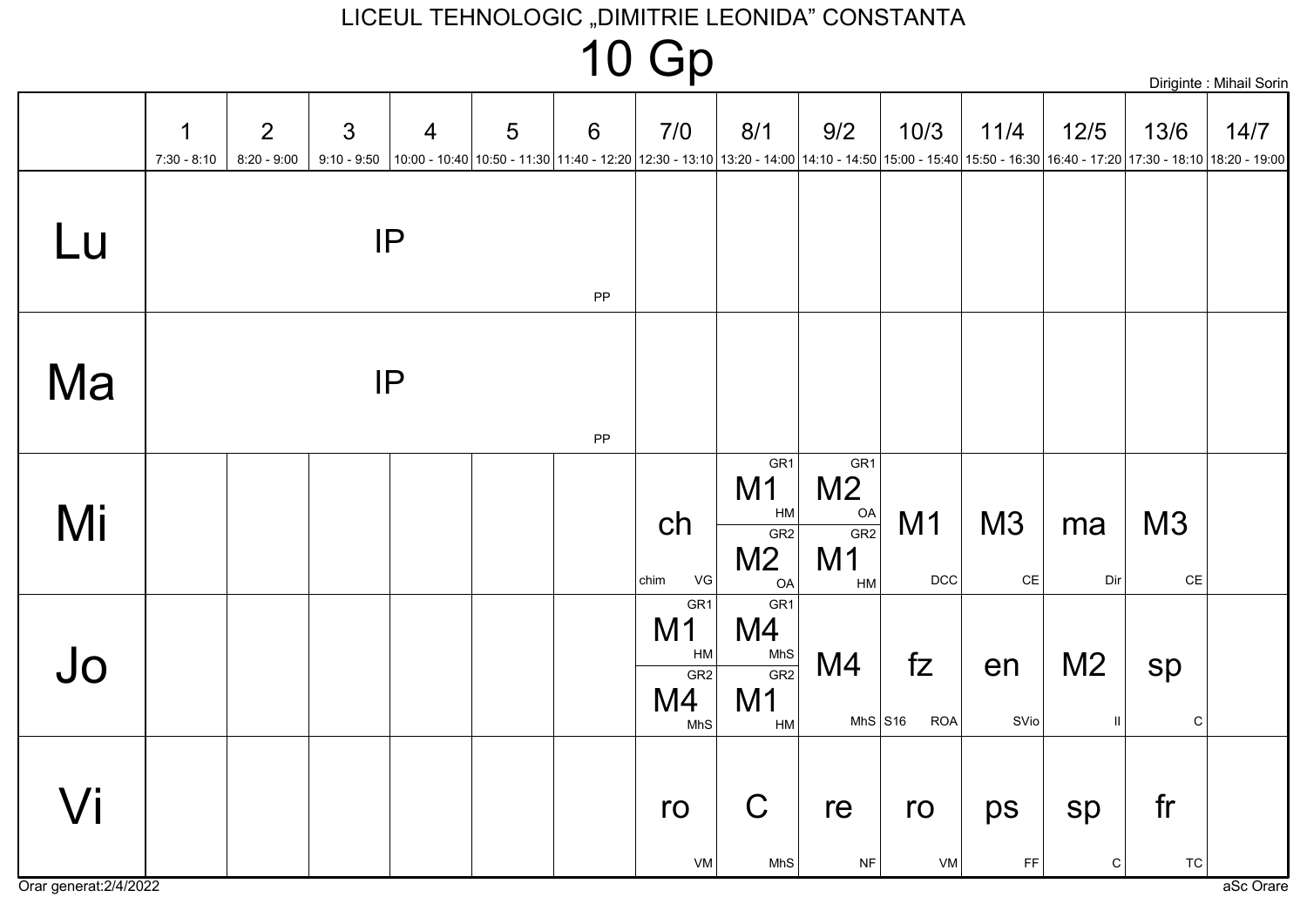LICEUL TEHNOLOGIC „DIMITRIE LEONIDA" CONSTANTA

# 10 Gp

Diriginte : Mihail Sorin

| | 1<br>7:30 - 8:10 | 2<br>8:20 - 9:00 | 3<br>9:10 - 9:50 | 4<br>10:00 - 10:40 | 5<br>10:50 - 11:30 | 6<br>11:40 - 12:20 | 7/0<br>12:30 - 13:10 | 8/1<br>13:20 - 14:00 | 9/2<br>14:10 - 14:50 | 10/3<br>15:00 - 15:40 | 11/4<br>15:50 - 16:30 | 12/5<br>16:40 - 17:20 | 13/6<br>17:30 - 18:10 | 14/7<br>18:20 - 19:00 |
|---|---|---|---|---|---|---|---|---|---|---|---|---|---|---|
| Lu | IP PP | | | | | | | | | | | | | |
| Ma | IP PP | | | | | | | | | | | | | |
| Mi | | | | | | | ch chim VG | GR1 M1 HM / GR2 M2 OA | GR1 M2 OA / GR2 M1 HM | M1 DCC | M3 CE | ma Dir | M3 CE | |
| Jo | | | | | | | GR1 M1 HM / GR2 M4 MhS | GR1 M4 MhS / GR2 M1 HM | M4 MhS | fz S16 ROA | en SVio | M2 II | sp C | |
| Vi | | | | | | | ro VM | C MhS | re NF | ro VM | ps FF | sp C | fr TC | |

Orar generat:2/4/2022 aSc Orare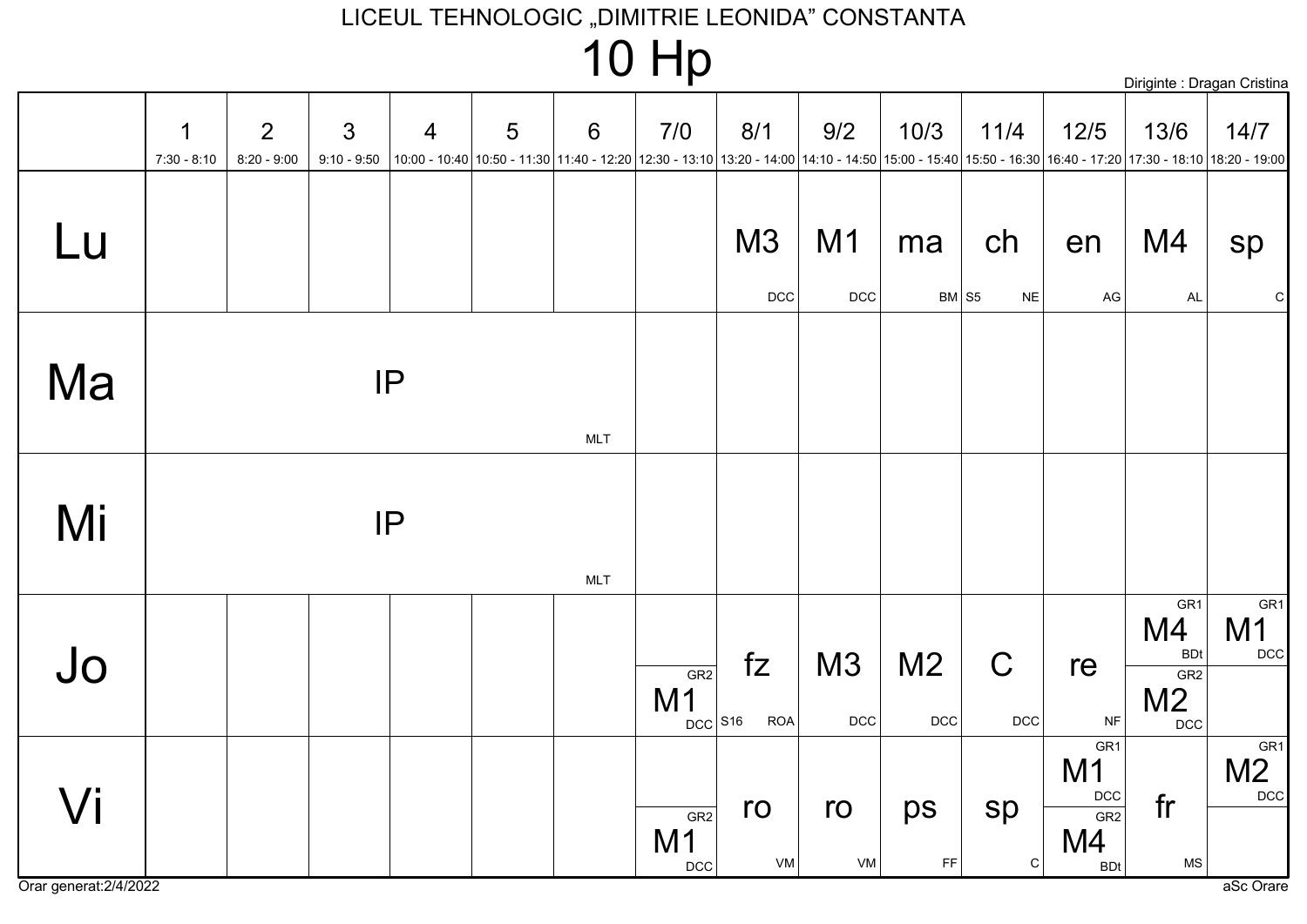LICEUL TEHNOLOGIC „DIMITRIE LEONIDA" CONSTANTA

# 10 Hp

Diriginte : Dragan Cristina

| | 1<br>7:30 - 8:10 | 2<br>8:20 - 9:00 | 3<br>9:10 - 9:50 | 4<br>10:00 - 10:40 | 5<br>10:50 - 11:30 | 6<br>11:40 - 12:20 | 7/0<br>12:30 - 13:10 | 8/1<br>13:20 - 14:00 | 9/2<br>14:10 - 14:50 | 10/3<br>15:00 - 15:40 | 11/4<br>15:50 - 16:30 | 12/5<br>16:40 - 17:20 | 13/6<br>17:30 - 18:10 | 14/7<br>18:20 - 19:00 |
|---|---|---|---|---|---|---|---|---|---|---|---|---|---|---|
| Lu | | | | | | | | M3 DCC | M1 DCC | ma BM | ch S5 NE | en AG | M4 AL | sp C |
| Ma | IP MLT | | | | | | | | | | | | | |
| Mi | IP MLT | | | | | | | | | | | | | |
| Jo | | | | | | | GR2 M1 DCC | fz S16 ROA | M3 DCC | M2 DCC | C DCC | re NF | GR1 M4 BDt / GR2 M2 DCC | GR1 M1 DCC |
| Vi | | | | | | | GR2 M1 DCC | ro VM | ro VM | ps FF | sp C | GR1 M1 DCC / GR2 M4 BDt | fr MS | GR1 M2 DCC |

Orar generat:2/4/2022

aSc Orare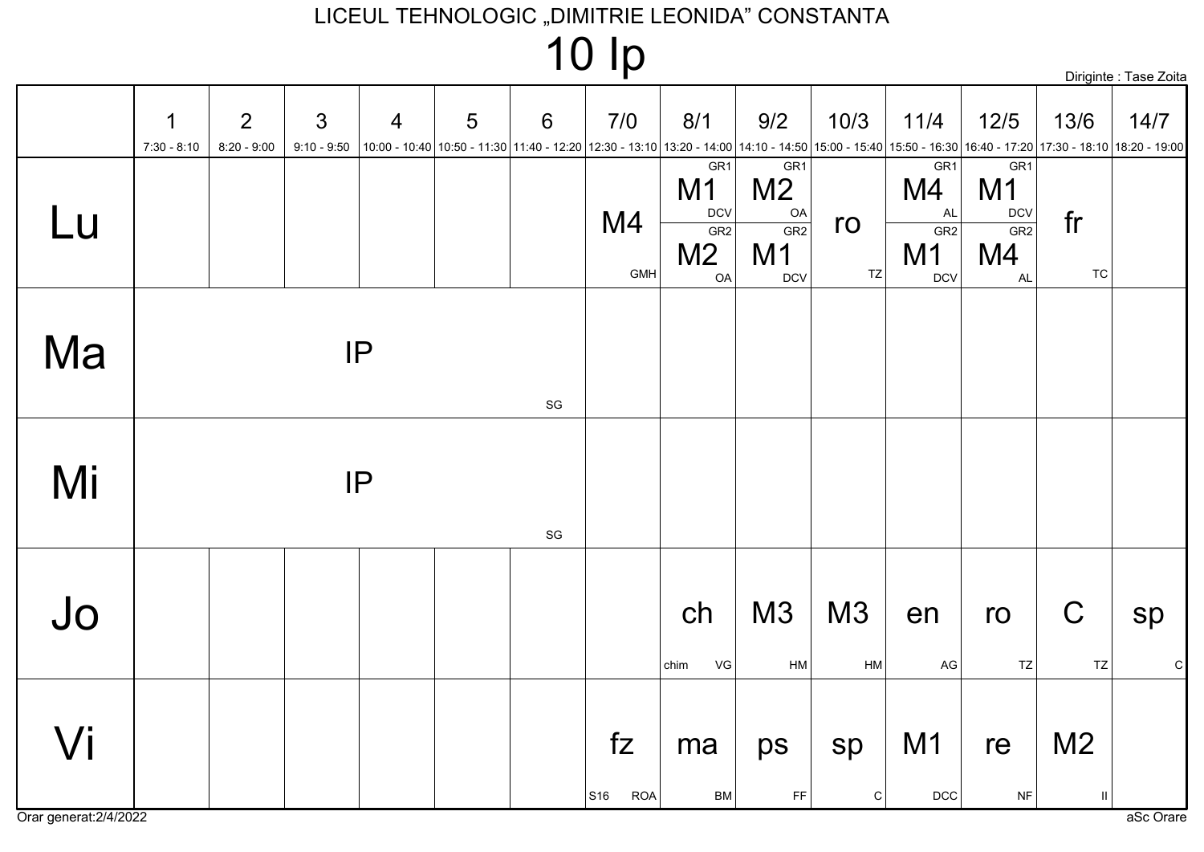LICEUL TEHNOLOGIC „DIMITRIE LEONIDA" CONSTANTA

# 10 Ip

Diriginte : Tase Zoita

| | 1<br>7:30 - 8:10 | 2<br>8:20 - 9:00 | 3<br>9:10 - 9:50 | 4<br>10:00 - 10:40 | 5<br>10:50 - 11:30 | 6<br>11:40 - 12:20 | 7/0<br>12:30 - 13:10 | 8/1<br>13:20 - 14:00 | 9/2<br>14:10 - 14:50 | 10/3<br>15:00 - 15:40 | 11/4<br>15:50 - 16:30 | 12/5<br>16:40 - 17:20 | 13/6<br>17:30 - 18:10 | 14/7<br>18:20 - 19:00 |
|---|---|---|---|---|---|---|---|---|---|---|---|---|---|---|
| Lu | | | | | | | M4 GMH | GR1 M1 DCV / GR2 M2 OA | GR1 M2 OA / GR2 M1 DCV | ro TZ | GR1 M4 AL / GR2 M1 DCV | GR1 M1 DCV / GR2 M4 AL | fr TC | |
| Ma | IP SG | | | | | | | | | | | | | |
| Mi | IP SG | | | | | | | | | | | | | |
| Jo | | | | | | | | ch chim VG | M3 HM | M3 HM | en AG | ro TZ | C TZ | sp C |
| Vi | | | | | | | fz S16 ROA | ma BM | ps FF | sp C | M1 DCC | re NF | M2 II | |

Orar generat:2/4/2022

aSc Orare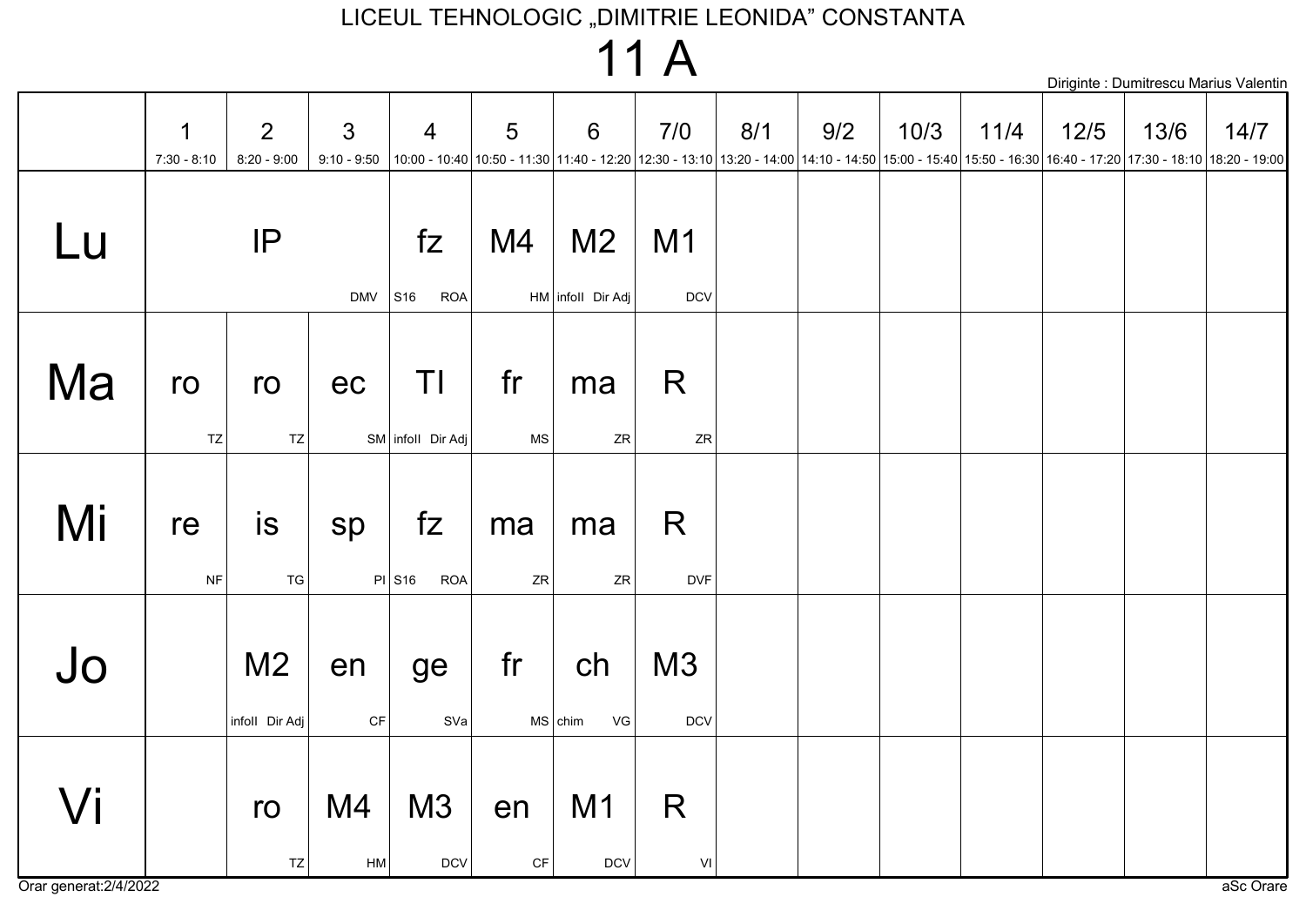LICEUL TEHNOLOGIC „DIMITRIE LEONIDA" CONSTANTA

# 11 A

Diriginte : Dumitrescu Marius Valentin

| | 1<br>7:30 - 8:10 | 2<br>8:20 - 9:00 | 3<br>9:10 - 9:50 | 4<br>10:00 - 10:40 | 5<br>10:50 - 11:30 | 6<br>11:40 - 12:20 | 7/0<br>12:30 - 13:10 | 8/1<br>13:20 - 14:00 | 9/2<br>14:10 - 14:50 | 10/3<br>15:00 - 15:40 | 11/4<br>15:50 - 16:30 | 12/5<br>16:40 - 17:20 | 13/6<br>17:30 - 18:10 | 14/7<br>18:20 - 19:00 |
|---|---|---|---|---|---|---|---|---|---|---|---|---|---|---|
| Lu | IP DMV | | | fz S16 ROA | M4 HM | M2 infoII Dir Adj | M1 DCV | | | | | | | |
| Ma | ro TZ | ro TZ | ec SM | TI infoII Dir Adj | fr MS | ma ZR | R ZR | | | | | | | |
| Mi | re NF | is TG | sp PI | fz S16 ROA | ma ZR | ma ZR | R DVF | | | | | | | |
| Jo | | M2 infoII Dir Adj | en CF | ge SVa | fr MS | ch chim VG | M3 DCV | | | | | | | |
| Vi | | ro TZ | M4 HM | M3 DCV | en CF | M1 DCV | R VI | | | | | | | |

Orar generat:2/4/2022

aSc Orare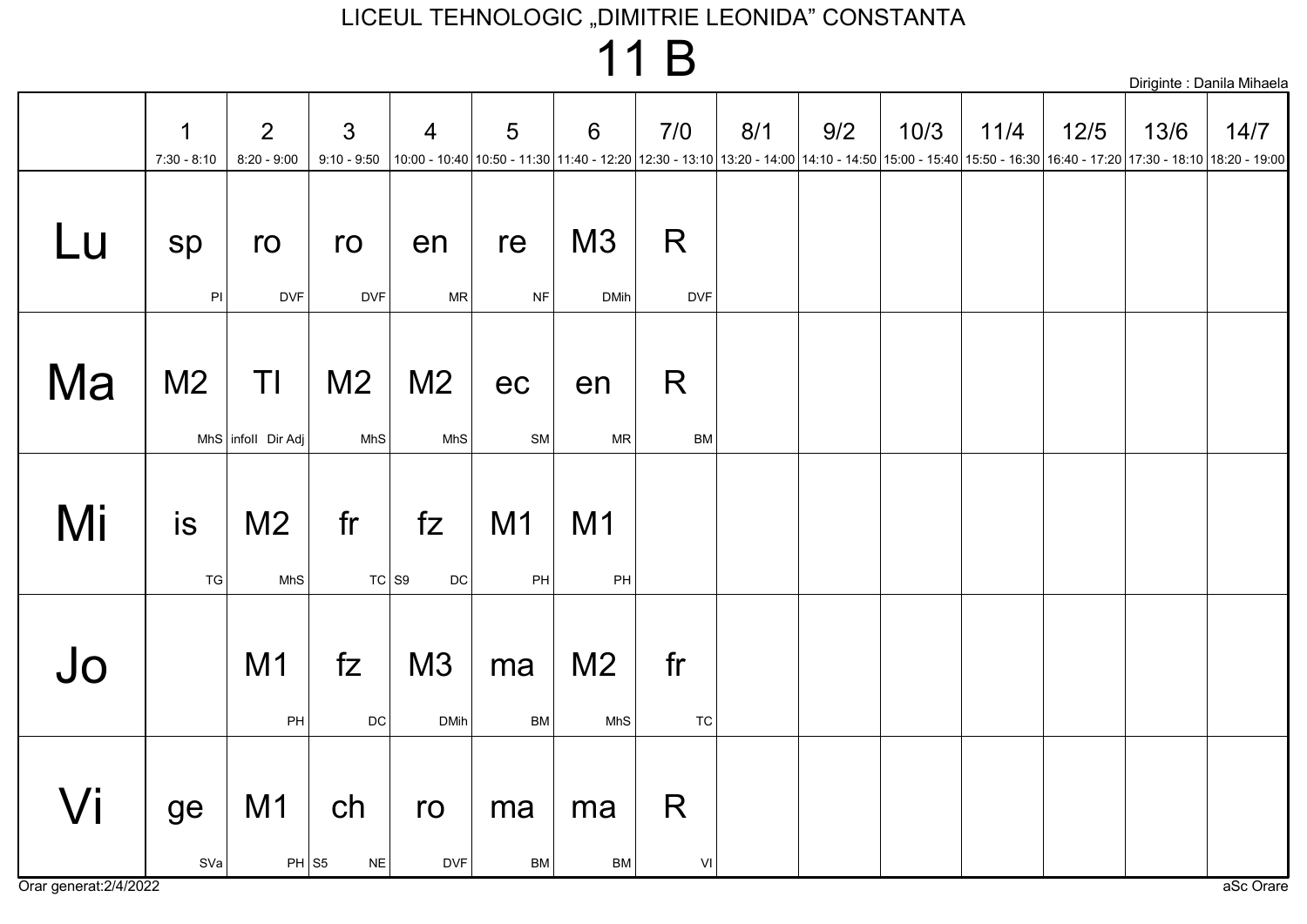LICEUL TEHNOLOGIC „DIMITRIE LEONIDA" CONSTANTA

# 11 B

Diriginte : Danila Mihaela

| | 1<br>7:30 - 8:10 | 2<br>8:20 - 9:00 | 3<br>9:10 - 9:50 | 4<br>10:00 - 10:40 | 5<br>10:50 - 11:30 | 6<br>11:40 - 12:20 | 7/0<br>12:30 - 13:10 | 8/1<br>13:20 - 14:00 | 9/2<br>14:10 - 14:50 | 10/3<br>15:00 - 15:40 | 11/4<br>15:50 - 16:30 | 12/5<br>16:40 - 17:20 | 13/6<br>17:30 - 18:10 | 14/7<br>18:20 - 19:00 |
|---|---|---|---|---|---|---|---|---|---|---|---|---|---|---|
| Lu | sp PI | ro DVF | ro DVF | en MR | re NF | M3 DMih | R DVF | | | | | | | |
| Ma | M2 MhS | TI infoII Dir Adj | M2 MhS | M2 MhS | ec SM | en MR | R BM | | | | | | | |
| Mi | is TG | M2 MhS | fr TC | fz S9 DC | M1 PH | M1 PH | | | | | | | | |
| Jo | | M1 PH | fz DC | M3 DMih | ma BM | M2 MhS | fr TC | | | | | | | |
| Vi | ge SVa | M1 PH | ch S5 NE | ro DVF | ma BM | ma BM | R VI | | | | | | | |

Orar generat:2/4/2022

aSc Orare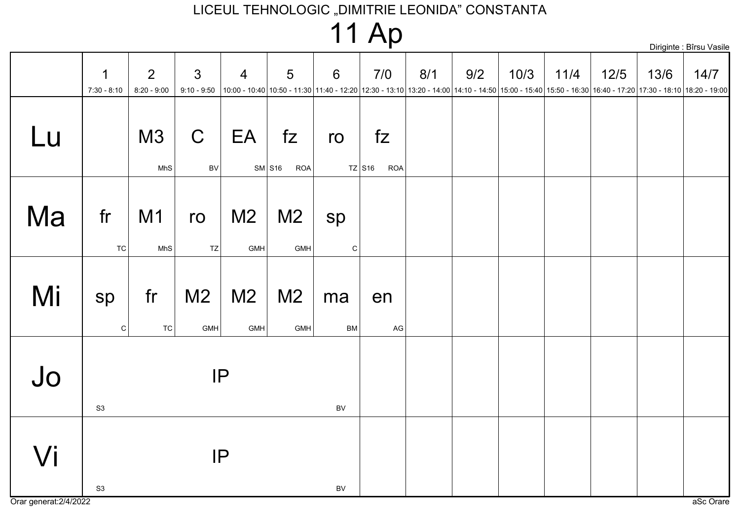LICEUL TEHNOLOGIC „DIMITRIE LEONIDA" CONSTANTA

# 11 Ap

Diriginte : Bîrsu Vasile

| | 1<br>7:30 - 8:10 | 2<br>8:20 - 9:00 | 3<br>9:10 - 9:50 | 4<br>10:00 - 10:40 | 5<br>10:50 - 11:30 | 6<br>11:40 - 12:20 | 7/0<br>12:30 - 13:10 | 8/1<br>13:20 - 14:00 | 9/2<br>14:10 - 14:50 | 10/3<br>15:00 - 15:40 | 11/4<br>15:50 - 16:30 | 12/5<br>16:40 - 17:20 | 13/6<br>17:30 - 18:10 | 14/7<br>18:20 - 19:00 |
|---|---|---|---|---|---|---|---|---|---|---|---|---|---|---|
| Lu | | M3 MhS | C BV | EA SM | fz S16 ROA | ro TZ | fz S16 ROA | | | | | | | |
| Ma | fr TC | M1 MhS | ro TZ | M2 GMH | M2 GMH | sp C | | | | | | | | |
| Mi | sp C | fr TC | M2 GMH | M2 GMH | M2 GMH | ma BM | en AG | | | | | | | |
| Jo | IP S3 BV | | | | | | | | | | | | | |
| Vi | IP S3 BV | | | | | | | | | | | | | |

Orar generat:2/4/2022

aSc Orare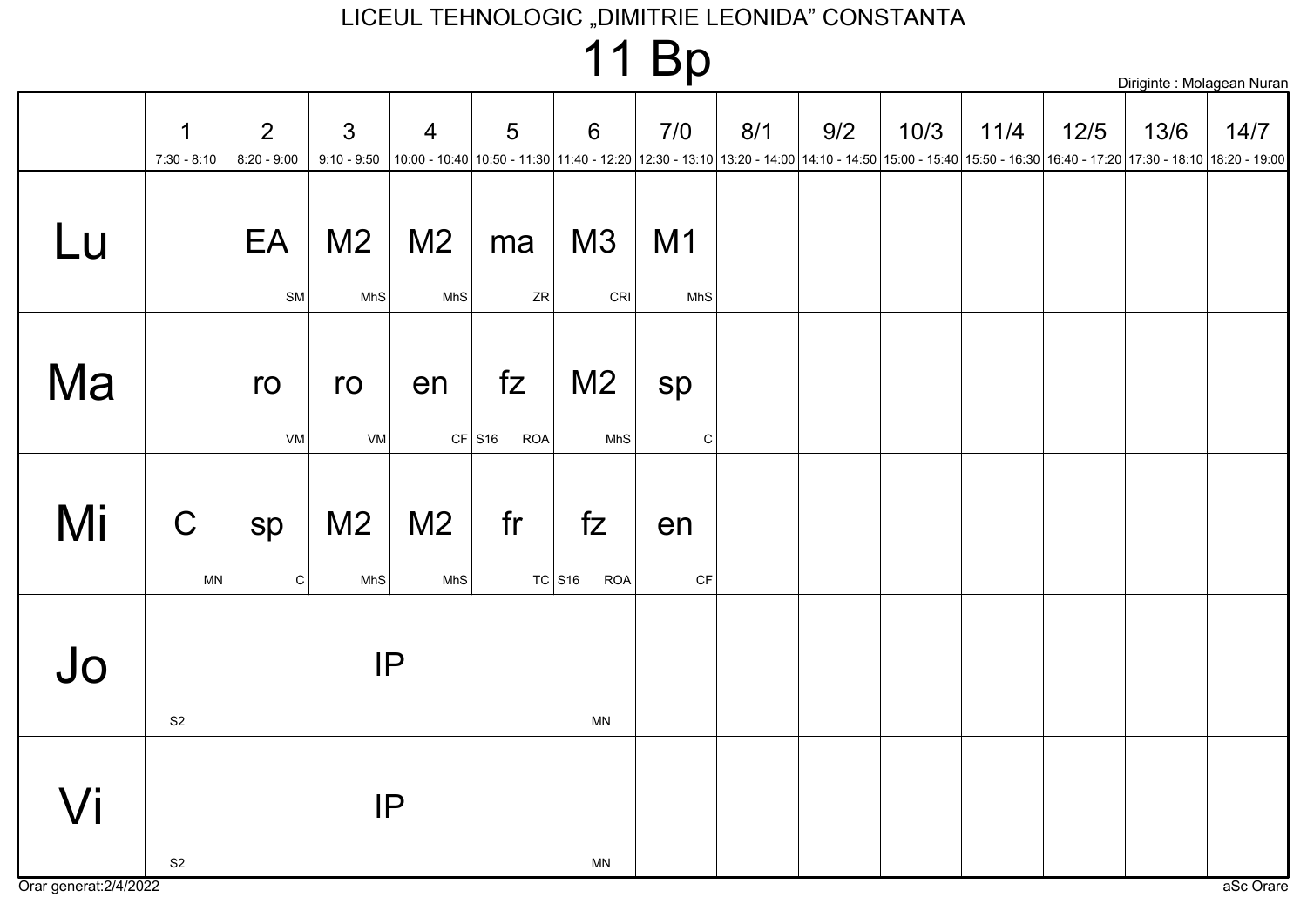LICEUL TEHNOLOGIC „DIMITRIE LEONIDA" CONSTANTA

# 11 Bp

Diriginte : Molagean Nuran

| | 1<br>7:30 - 8:10 | 2<br>8:20 - 9:00 | 3<br>9:10 - 9:50 | 4<br>10:00 - 10:40 | 5<br>10:50 - 11:30 | 6<br>11:40 - 12:20 | 7/0<br>12:30 - 13:10 | 8/1<br>13:20 - 14:00 | 9/2<br>14:10 - 14:50 | 10/3<br>15:00 - 15:40 | 11/4<br>15:50 - 16:30 | 12/5<br>16:40 - 17:20 | 13/6<br>17:30 - 18:10 | 14/7<br>18:20 - 19:00 |
|---|---|---|---|---|---|---|---|---|---|---|---|---|---|---|
| Lu | | EA SM | M2 MhS | M2 MhS | ma ZR | M3 CRI | M1 MhS | | | | | | | |
| Ma | | ro VM | ro VM | en CF | fz S16 ROA | M2 MhS | sp C | | | | | | | |
| Mi | C MN | sp C | M2 MhS | M2 MhS | fr TC | fz S16 ROA | en CF | | | | | | | |
| Jo | IP S2 MN | | | | | | | | | | | | | |
| Vi | IP S2 MN | | | | | | | | | | | | | |

Orar generat:2/4/2022

aSc Orare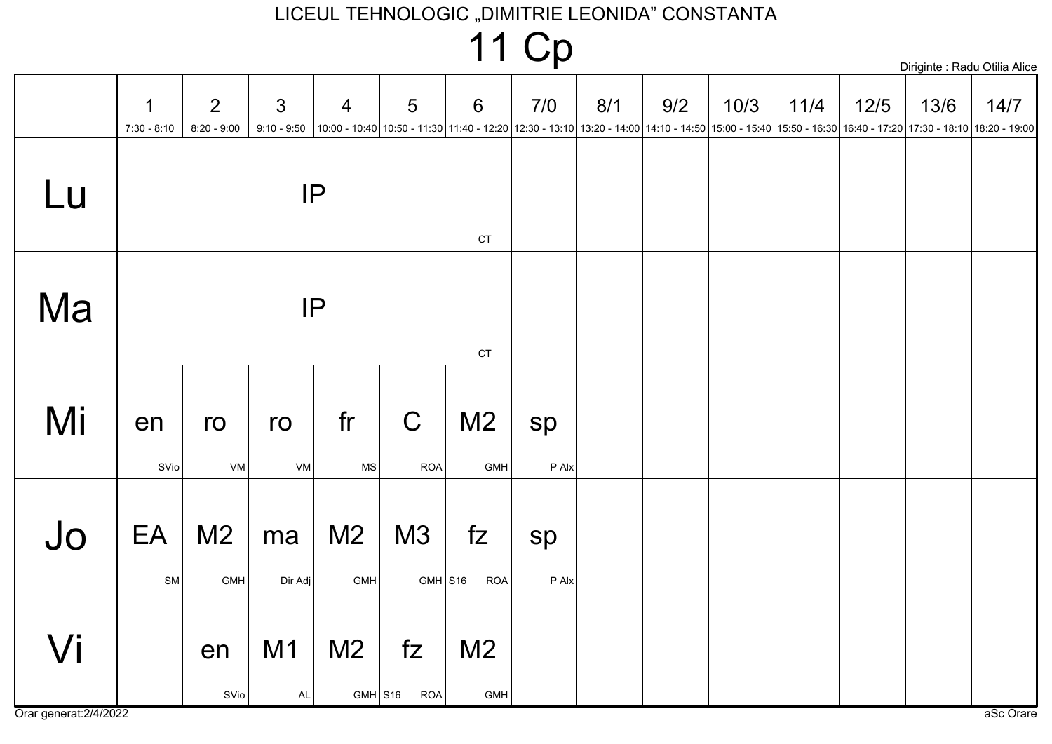# LICEUL TEHNOLOGIC „DIMITRIE LEONIDA” CONSTANTA

## 11 Cp

Diriginte : Radu Otilia Alice

| | 1<br>7:30 - 8:10 | 2<br>8:20 - 9:00 | 3<br>9:10 - 9:50 | 4<br>10:00 - 10:40 | 5<br>10:50 - 11:30 | 6<br>11:40 - 12:20 | 7/0<br>12:30 - 13:10 | 8/1<br>13:20 - 14:00 | 9/2<br>14:10 - 14:50 | 10/3<br>15:00 - 15:40 | 11/4<br>15:50 - 16:30 | 12/5<br>16:40 - 17:20 | 13/6<br>17:30 - 18:10 | 14/7<br>18:20 - 19:00 |
|---|---|---|---|---|---|---|---|---|---|---|---|---|---|---|
| Lu | IP CT | | | | | | | | | | | | | |
| Ma | IP CT | | | | | | | | | | | | | |
| Mi | en SVio | ro VM | ro VM | fr MS | C ROA | M2 GMH | sp P Alx | | | | | | | |
| Jo | EA SM | M2 GMH | ma Dir Adj | M2 GMH | M3 GMH | fz S16 ROA | sp P Alx | | | | | | | |
| Vi | | en SVio | M1 AL | M2 GMH | fz S16 ROA | M2 GMH | | | | | | | | |

Orar generat:2/4/2022

aSc Orare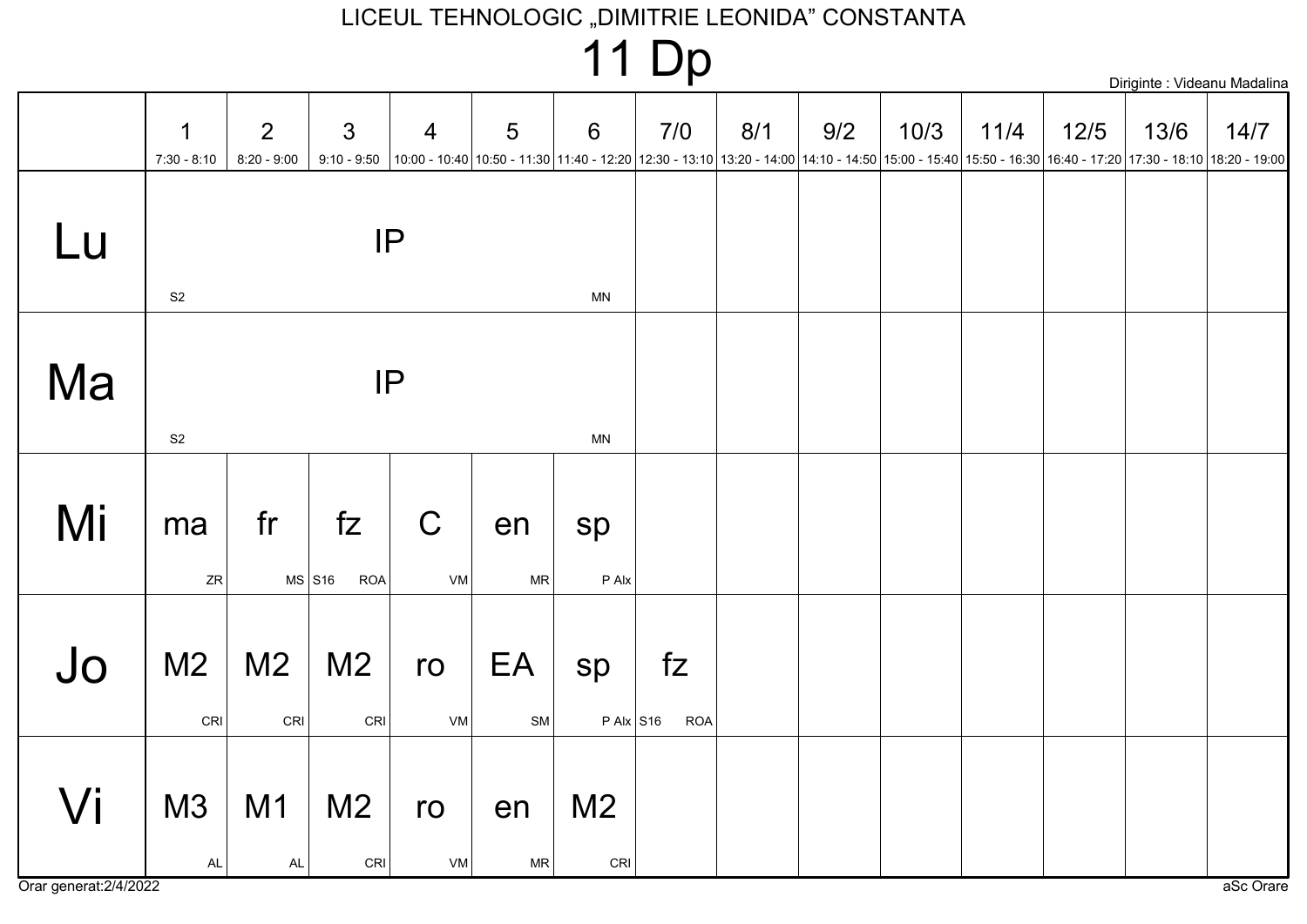LICEUL TEHNOLOGIC „DIMITRIE LEONIDA" CONSTANTA

# 11 Dp

Diriginte : Videanu Madalina

| | 1<br>7:30 - 8:10 | 2<br>8:20 - 9:00 | 3<br>9:10 - 9:50 | 4<br>10:00 - 10:40 | 5<br>10:50 - 11:30 | 6<br>11:40 - 12:20 | 7/0<br>12:30 - 13:10 | 8/1<br>13:20 - 14:00 | 9/2<br>14:10 - 14:50 | 10/3<br>15:00 - 15:40 | 11/4<br>15:50 - 16:30 | 12/5<br>16:40 - 17:20 | 13/6<br>17:30 - 18:10 | 14/7<br>18:20 - 19:00 |
|---|---|---|---|---|---|---|---|---|---|---|---|---|---|---|
| Lu | IP S2 MN | | | | | | | | | | | | | |
| Ma | IP S2 MN | | | | | | | | | | | | | |
| Mi | ma ZR | fr MS | fz S16 ROA | C VM | en MR | sp P Alx | | | | | | | | |
| Jo | M2 CRI | M2 CRI | M2 CRI | ro VM | EA SM | sp P Alx | fz S16 ROA | | | | | | | |
| Vi | M3 AL | M1 AL | M2 CRI | ro VM | en MR | M2 CRI | | | | | | | | |

Orar generat:2/4/2022

aSc Orare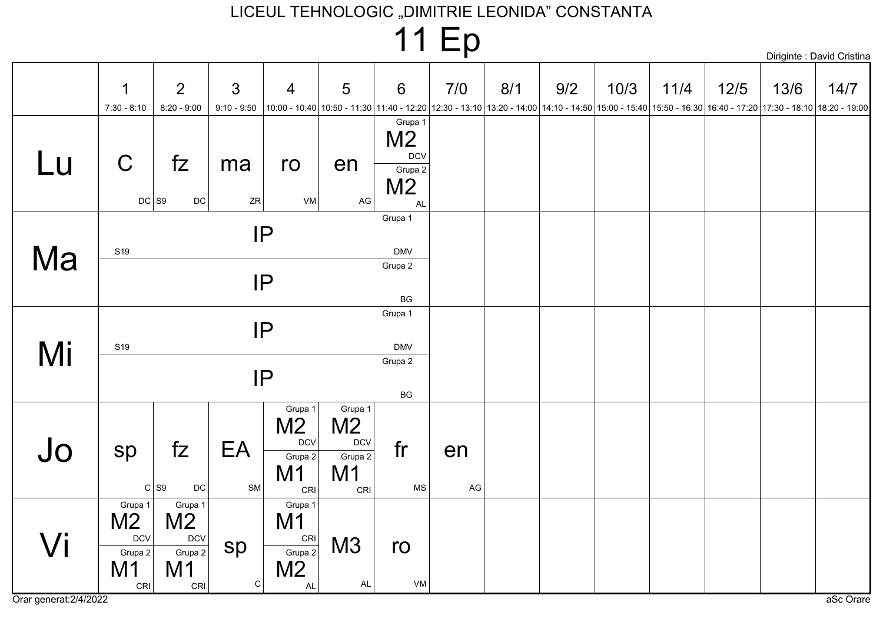LICEUL TEHNOLOGIC „DIMITRIE LEONIDA" CONSTANTA

# 11 Ep

Diriginte : David Cristina

| | 1<br>7:30 - 8:10 | 2<br>8:20 - 9:00 | 3<br>9:10 - 9:50 | 4<br>10:00 - 10:40 | 5<br>10:50 - 11:30 | 6<br>11:40 - 12:20 | 7/0<br>12:30 - 13:10 | 8/1<br>13:20 - 14:00 | 9/2<br>14:10 - 14:50 | 10/3<br>15:00 - 15:40 | 11/4<br>15:50 - 16:30 | 12/5<br>16:40 - 17:20 | 13/6<br>17:30 - 18:10 | 14/7<br>18:20 - 19:00 |
|---|---|---|---|---|---|---|---|---|---|---|---|---|---|---|
| Lu | C DC | fz S9 DC | ma ZR | ro VM | en AG | Grupa 1: M2 DCV<br>Grupa 2: M2 AL | | | | | | | | |
| Ma | Grupa 1: IP S19 DMV<br>Grupa 2: IP BG | | | | | | | | | | | | | |
| Mi | Grupa 1: IP S19 DMV<br>Grupa 2: IP BG | | | | | | | | | | | | | |
| Jo | sp C | fz S9 DC | EA SM | Grupa 1: M2 DCV<br>Grupa 2: M1 CRI | Grupa 1: M2 DCV<br>Grupa 2: M1 CRI | fr MS | en AG | | | | | | | |
| Vi | Grupa 1: M2 DCV<br>Grupa 2: M1 CRI | Grupa 1: M2 DCV<br>Grupa 2: M1 CRI | sp C | Grupa 1: M1 CRI<br>Grupa 2: M2 AL | M3 AL | ro VM | | | | | | | | |

Orar generat:2/4/2022

aSc Orare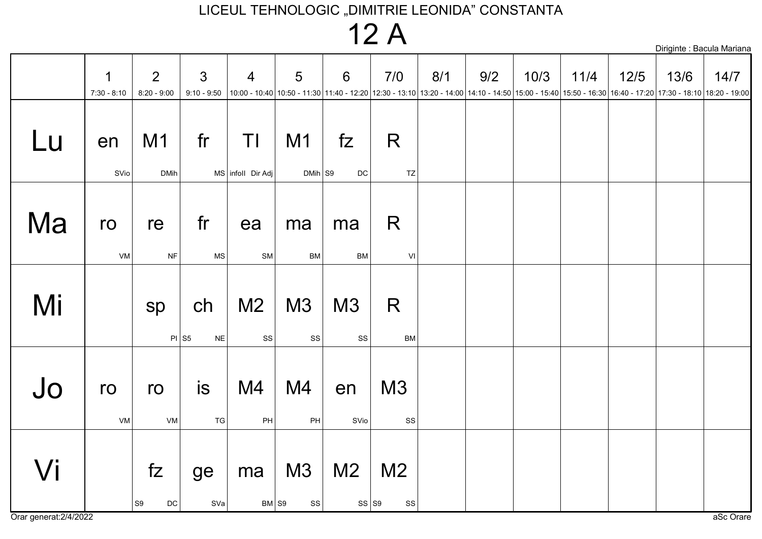LICEUL TEHNOLOGIC „DIMITRIE LEONIDA" CONSTANTA

# 12 A

Diriginte : Bacula Mariana

| | 1<br>7:30 - 8:10 | 2<br>8:20 - 9:00 | 3<br>9:10 - 9:50 | 4<br>10:00 - 10:40 | 5<br>10:50 - 11:30 | 6<br>11:40 - 12:20 | 7/0<br>12:30 - 13:10 | 8/1<br>13:20 - 14:00 | 9/2<br>14:10 - 14:50 | 10/3<br>15:00 - 15:40 | 11/4<br>15:50 - 16:30 | 12/5<br>16:40 - 17:20 | 13/6<br>17:30 - 18:10 | 14/7<br>18:20 - 19:00 |
|---|---|---|---|---|---|---|---|---|---|---|---|---|---|---|
| Lu | en SVio | M1 DMih | fr MS | TI infoII Dir Adj | M1 DMih | fz S9 DC | R TZ | | | | | | | |
| Ma | ro VM | re NF | fr MS | ea SM | ma BM | ma BM | R VI | | | | | | | |
| Mi | | sp PI | ch S5 NE | M2 SS | M3 SS | M3 SS | R BM | | | | | | | |
| Jo | ro VM | ro VM | is TG | M4 PH | M4 PH | en SVio | M3 SS | | | | | | | |
| Vi | | fz S9 DC | ge SVa | ma BM | M3 S9 SS | M2 SS | M2 S9 SS | | | | | | | |

Orar generat:2/4/2022

aSc Orare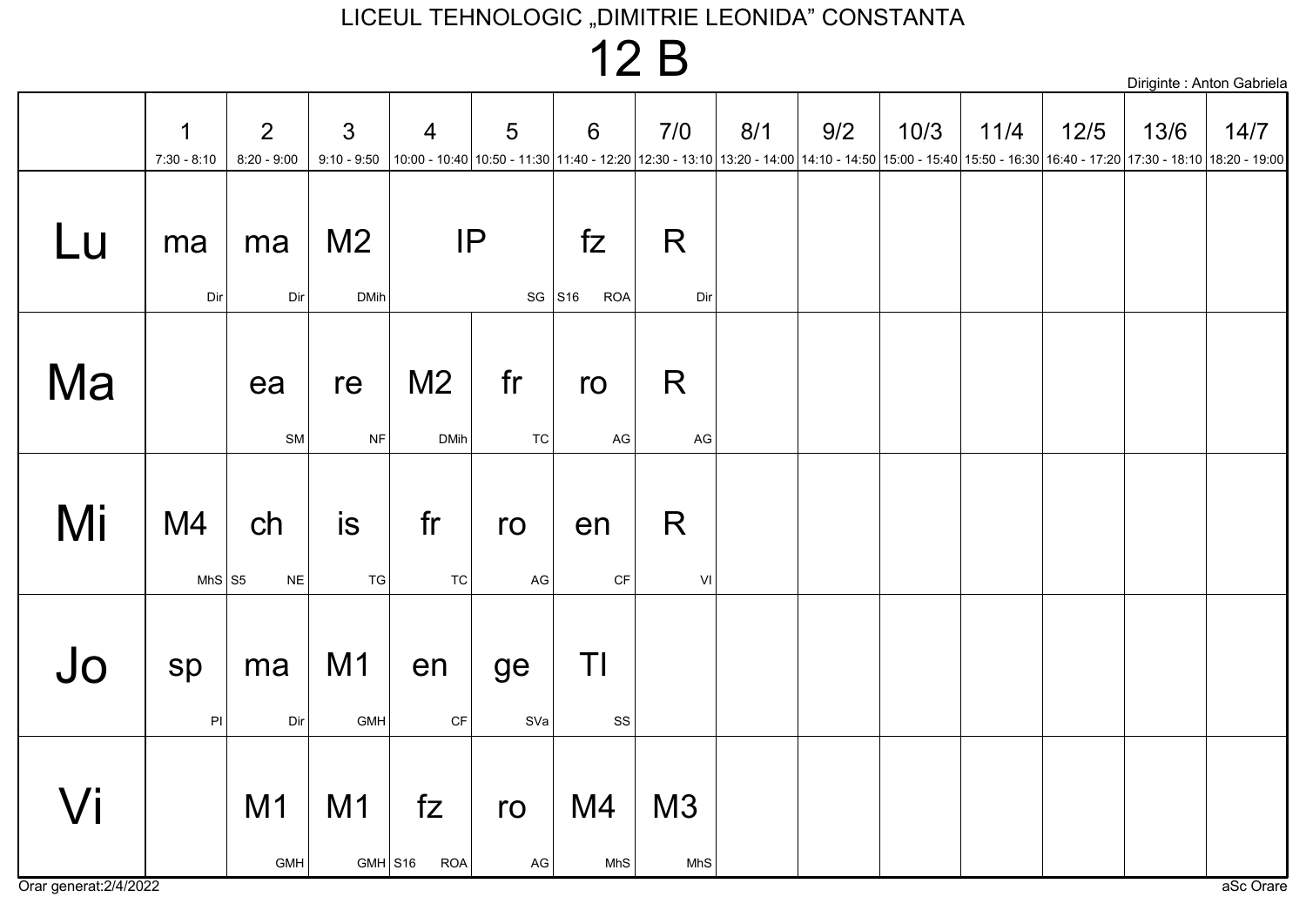# LICEUL TEHNOLOGIC „DIMITRIE LEONIDA” CONSTANTA

## 12 B

Diriginte : Anton Gabriela

| | 1<br>7:30 - 8:10 | 2<br>8:20 - 9:00 | 3<br>9:10 - 9:50 | 4<br>10:00 - 10:40 | 5<br>10:50 - 11:30 | 6<br>11:40 - 12:20 | 7/0<br>12:30 - 13:10 | 8/1<br>13:20 - 14:00 | 9/2<br>14:10 - 14:50 | 10/3<br>15:00 - 15:40 | 11/4<br>15:50 - 16:30 | 12/5<br>16:40 - 17:20 | 13/6<br>17:30 - 18:10 | 14/7<br>18:20 - 19:00 |
|---|---|---|---|---|---|---|---|---|---|---|---|---|---|---|
| Lu | ma Dir | ma Dir | M2 DMih | IP SG | | fz S16 ROA | R Dir | | | | | | | |
| Ma | | ea SM | re NF | M2 DMih | fr TC | ro AG | R AG | | | | | | | |
| Mi | M4 MhS | ch S5 NE | is TG | fr TC | ro AG | en CF | R VI | | | | | | | |
| Jo | sp PI | ma Dir | M1 GMH | en CF | ge SVa | TI SS | | | | | | | | |
| Vi | | M1 GMH | M1 GMH | fz S16 ROA | ro AG | M4 MhS | M3 MhS | | | | | | | |

Orar generat:2/4/2022

aSc Orare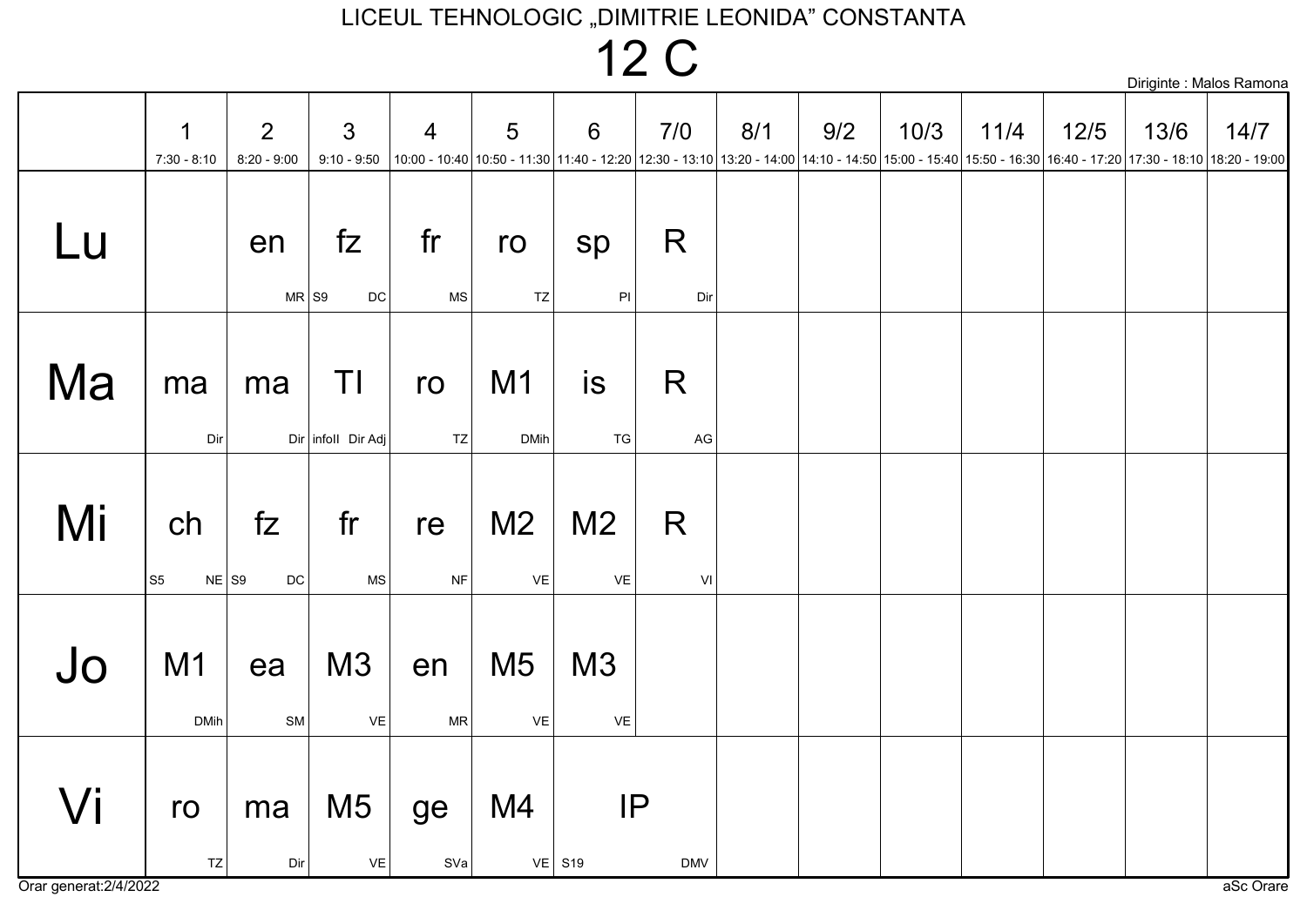LICEUL TEHNOLOGIC „DIMITRIE LEONIDA" CONSTANTA

# 12 C

Diriginte : Malos Ramona

| | 1<br>7:30 - 8:10 | 2<br>8:20 - 9:00 | 3<br>9:10 - 9:50 | 4<br>10:00 - 10:40 | 5<br>10:50 - 11:30 | 6<br>11:40 - 12:20 | 7/0<br>12:30 - 13:10 | 8/1<br>13:20 - 14:00 | 9/2<br>14:10 - 14:50 | 10/3<br>15:00 - 15:40 | 11/4<br>15:50 - 16:30 | 12/5<br>16:40 - 17:20 | 13/6<br>17:30 - 18:10 | 14/7<br>18:20 - 19:00 |
|---|---|---|---|---|---|---|---|---|---|---|---|---|---|---|
| Lu | | en MR | fz S9 DC | fr MS | ro TZ | sp PI | R Dir | | | | | | | |
| Ma | ma Dir | ma Dir | TI infoII Dir Adj | ro TZ | M1 DMih | is TG | R AG | | | | | | | |
| Mi | ch S5 NE | fz S9 DC | fr MS | re NF | M2 VE | M2 VE | R VI | | | | | | | |
| Jo | M1 DMih | ea SM | M3 VE | en MR | M5 VE | M3 VE | | | | | | | | |
| Vi | ro TZ | ma Dir | M5 VE | ge SVa | M4 VE | IP S19 DMV | IP S19 DMV | | | | | | | |

Orar generat:2/4/2022

aSc Orare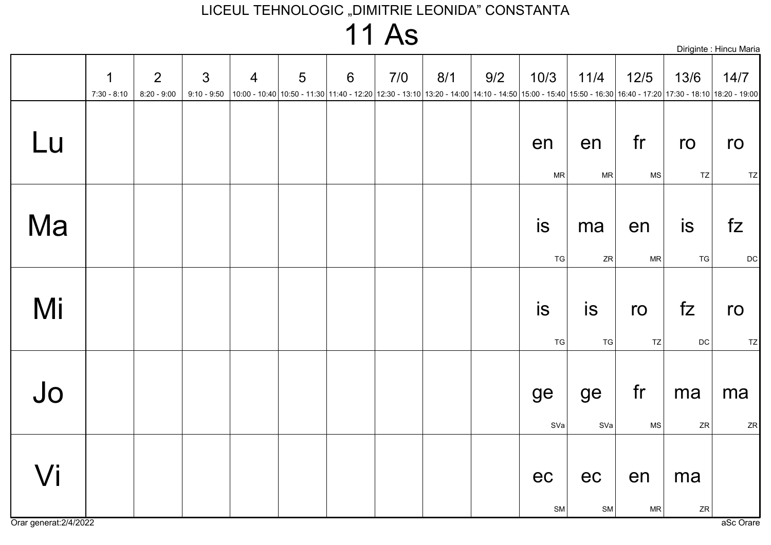LICEUL TEHNOLOGIC „DIMITRIE LEONIDA” CONSTANTA

# 11 As

Diriginte : Hincu Maria

| | 1<br>7:30 - 8:10 | 2<br>8:20 - 9:00 | 3<br>9:10 - 9:50 | 4<br>10:00 - 10:40 | 5<br>10:50 - 11:30 | 6<br>11:40 - 12:20 | 7/0<br>12:30 - 13:10 | 8/1<br>13:20 - 14:00 | 9/2<br>14:10 - 14:50 | 10/3<br>15:00 - 15:40 | 11/4<br>15:50 - 16:30 | 12/5<br>16:40 - 17:20 | 13/6<br>17:30 - 18:10 | 14/7<br>18:20 - 19:00 |
|---|---|---|---|---|---|---|---|---|---|---|---|---|---|---|
| Lu | | | | | | | | | | en MR | en MR | fr MS | ro TZ | ro TZ |
| Ma | | | | | | | | | | is TG | ma ZR | en MR | is TG | fz DC |
| Mi | | | | | | | | | | is TG | is TG | ro TZ | fz DC | ro TZ |
| Jo | | | | | | | | | | ge SVa | ge SVa | fr MS | ma ZR | ma ZR |
| Vi | | | | | | | | | | ec SM | ec SM | en MR | ma ZR | |

Orar generat:2/4/2022

aSc Orare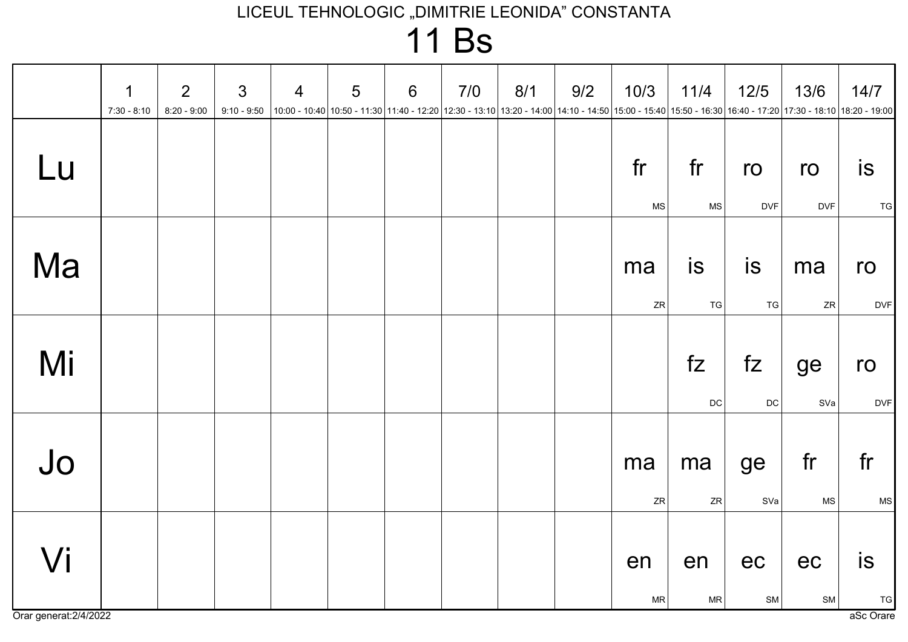LICEUL TEHNOLOGIC „DIMITRIE LEONIDA" CONSTANTA

# 11 Bs

| | 1<br>7:30 - 8:10 | 2<br>8:20 - 9:00 | 3<br>9:10 - 9:50 | 4<br>10:00 - 10:40 | 5<br>10:50 - 11:30 | 6<br>11:40 - 12:20 | 7/0<br>12:30 - 13:10 | 8/1<br>13:20 - 14:00 | 9/2<br>14:10 - 14:50 | 10/3<br>15:00 - 15:40 | 11/4<br>15:50 - 16:30 | 12/5<br>16:40 - 17:20 | 13/6<br>17:30 - 18:10 | 14/7<br>18:20 - 19:00 |
|---|---|---|---|---|---|---|---|---|---|---|---|---|---|---|
| Lu | | | | | | | | | | fr MS | fr MS | ro DVF | ro DVF | is TG |
| Ma | | | | | | | | | | ma ZR | is TG | is TG | ma ZR | ro DVF |
| Mi | | | | | | | | | | | fz DC | fz DC | ge SVa | ro DVF |
| Jo | | | | | | | | | | ma ZR | ma ZR | ge SVa | fr MS | fr MS |
| Vi | | | | | | | | | | en MR | en MR | ec SM | ec SM | is TG |

Orar generat:2/4/2022

aSc Orare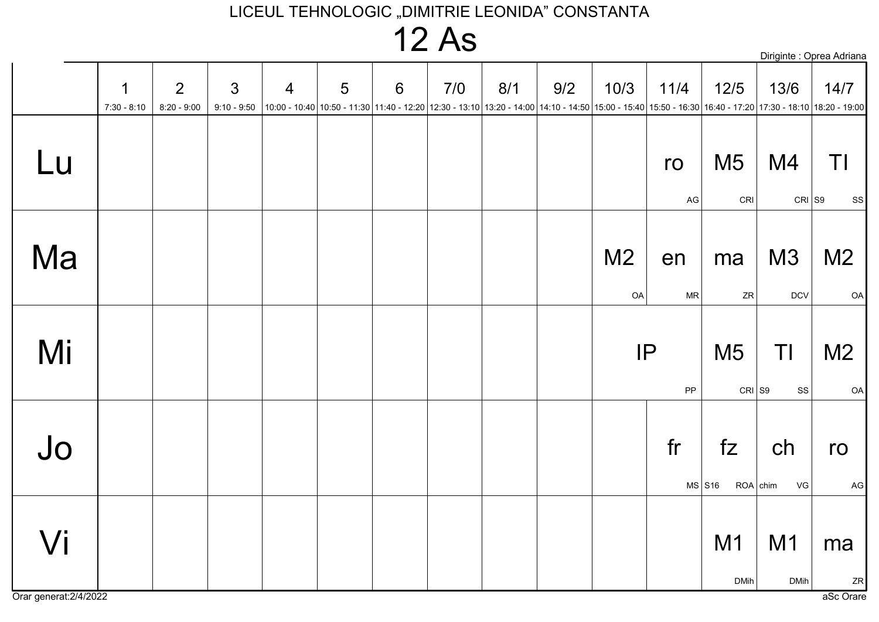LICEUL TEHNOLOGIC „DIMITRIE LEONIDA" CONSTANTA

# 12 As

Diriginte : Oprea Adriana

| | 1<br>7:30 - 8:10 | 2<br>8:20 - 9:00 | 3<br>9:10 - 9:50 | 4<br>10:00 - 10:40 | 5<br>10:50 - 11:30 | 6<br>11:40 - 12:20 | 7/0<br>12:30 - 13:10 | 8/1<br>13:20 - 14:00 | 9/2<br>14:10 - 14:50 | 10/3<br>15:00 - 15:40 | 11/4<br>15:50 - 16:30 | 12/5<br>16:40 - 17:20 | 13/6<br>17:30 - 18:10 | 14/7<br>18:20 - 19:00 |
|---|---|---|---|---|---|---|---|---|---|---|---|---|---|---|
| Lu | | | | | | | | | | | ro AG | M5 CRI | M4 CRI | TI S9 SS |
| Ma | | | | | | | | | | M2 OA | en MR | ma ZR | M3 DCV | M2 OA |
| Mi | | | | | | | | | | IP PP | | M5 CRI | TI S9 SS | M2 OA |
| Jo | | | | | | | | | | | fr MS | fz S16 ROA | ch chim VG | ro AG |
| Vi | | | | | | | | | | | | M1 DMih | M1 DMih | ma ZR |

Orar generat:2/4/2022

aSc Orare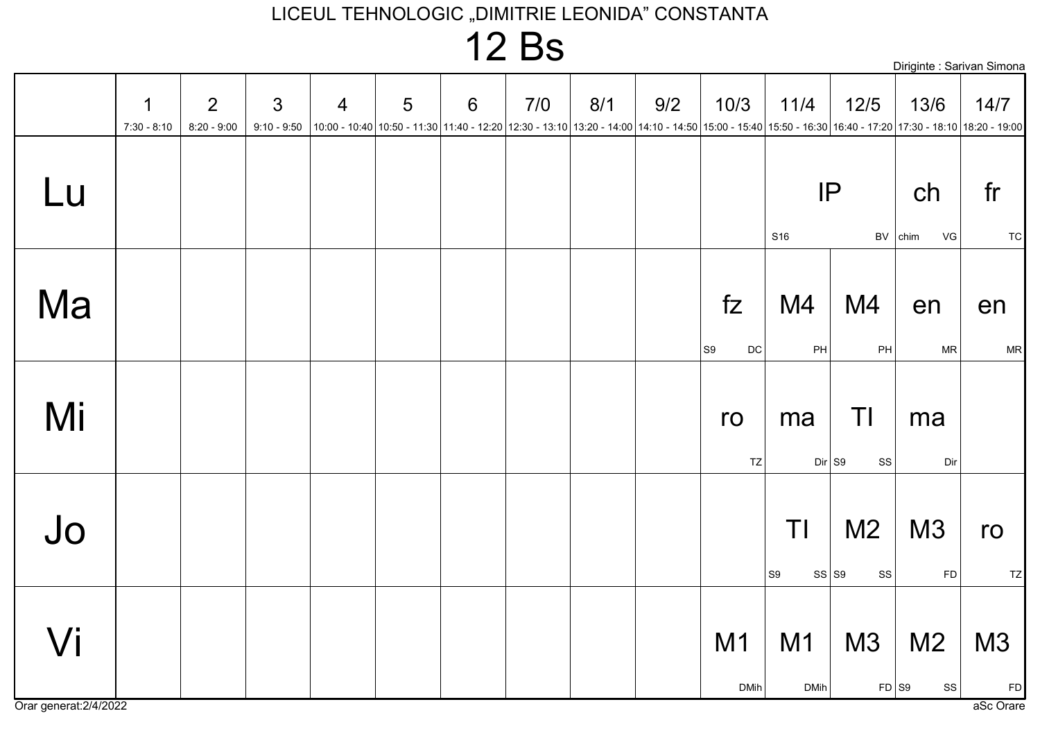LICEUL TEHNOLOGIC „DIMITRIE LEONIDA" CONSTANTA

# 12 Bs

Diriginte : Sarivan Simona

| | 1<br>7:30 - 8:10 | 2<br>8:20 - 9:00 | 3<br>9:10 - 9:50 | 4<br>10:00 - 10:40 | 5<br>10:50 - 11:30 | 6<br>11:40 - 12:20 | 7/0<br>12:30 - 13:10 | 8/1<br>13:20 - 14:00 | 9/2<br>14:10 - 14:50 | 10/3<br>15:00 - 15:40 | 11/4<br>15:50 - 16:30 | 12/5<br>16:40 - 17:20 | 13/6<br>17:30 - 18:10 | 14/7<br>18:20 - 19:00 |
|---|---|---|---|---|---|---|---|---|---|---|---|---|---|---|
| Lu | | | | | | | | | | | IP S16 BV | | ch chim VG | fr TC |
| Ma | | | | | | | | | | fz S9 DC | M4 PH | M4 PH | en MR | en MR |
| Mi | | | | | | | | | | ro TZ | ma Dir | TI S9 SS | ma Dir | |
| Jo | | | | | | | | | | | TI S9 SS | M2 S9 SS | M3 FD | ro TZ |
| Vi | | | | | | | | | | M1 DMih | M1 DMih | M3 FD | M2 S9 SS | M3 FD |

Orar generat:2/4/2022

aSc Orare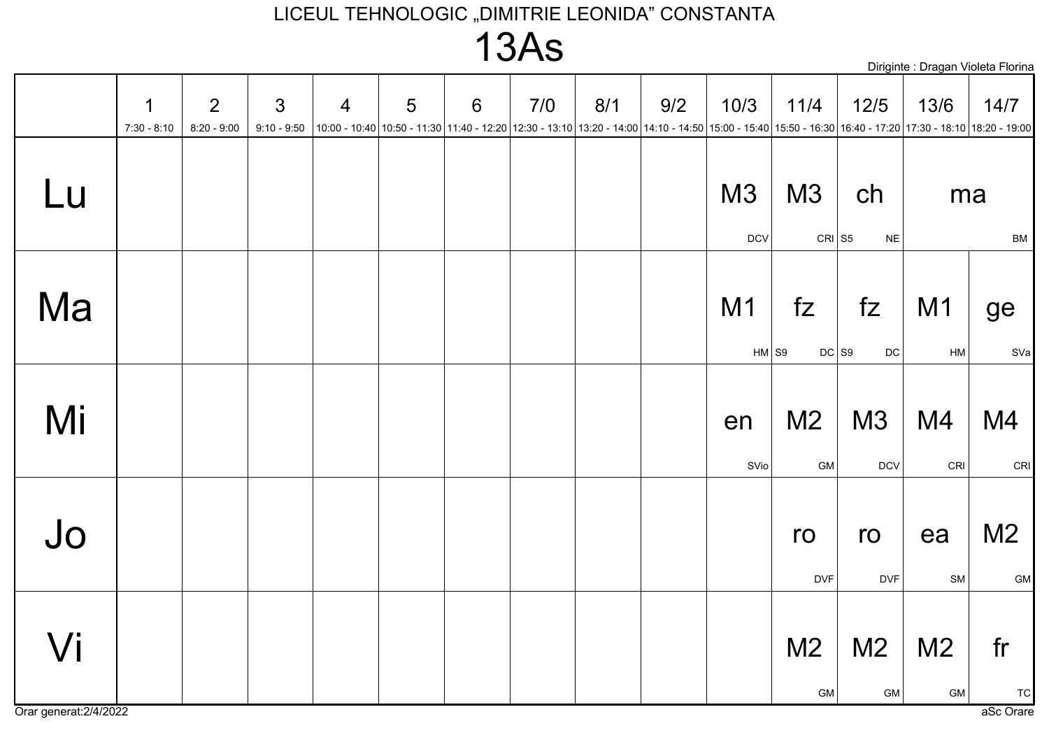LICEUL TEHNOLOGIC „DIMITRIE LEONIDA” CONSTANTA

# 13As

Diriginte : Dragan Violeta Florina

| | 1<br>7:30 - 8:10 | 2<br>8:20 - 9:00 | 3<br>9:10 - 9:50 | 4<br>10:00 - 10:40 | 5<br>10:50 - 11:30 | 6<br>11:40 - 12:20 | 7/0<br>12:30 - 13:10 | 8/1<br>13:20 - 14:00 | 9/2<br>14:10 - 14:50 | 10/3<br>15:00 - 15:40 | 11/4<br>15:50 - 16:30 | 12/5<br>16:40 - 17:20 | 13/6<br>17:30 - 18:10 | 14/7<br>18:20 - 19:00 |
|---|---|---|---|---|---|---|---|---|---|---|---|---|---|---|
| Lu | | | | | | | | | | M3 DCV | M3 CRI | ch S5 NE | ma BM | |
| Ma | | | | | | | | | | M1 HM | fz S9 DC | fz S9 DC | M1 HM | ge SVa |
| Mi | | | | | | | | | | en SVio | M2 GM | M3 DCV | M4 CRI | M4 CRI |
| Jo | | | | | | | | | | | ro DVF | ro DVF | ea SM | M2 GM |
| Vi | | | | | | | | | | | M2 GM | M2 GM | M2 GM | fr TC |

Orar generat:2/4/2022

aSc Orare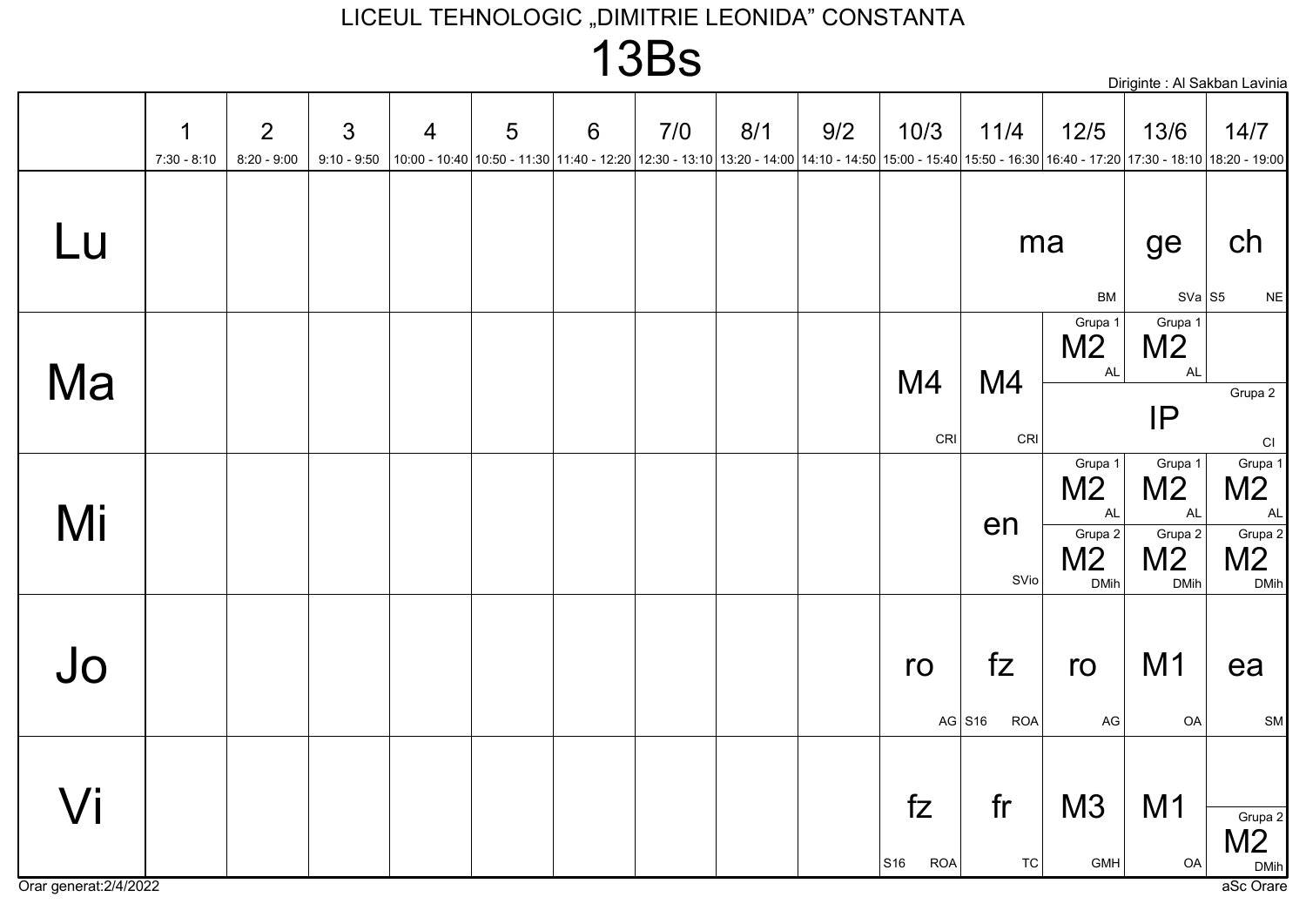LICEUL TEHNOLOGIC „DIMITRIE LEONIDA” CONSTANTA

# 13Bs

Diriginte : Al Sakban Lavinia

| | 1<br>7:30 - 8:10 | 2<br>8:20 - 9:00 | 3<br>9:10 - 9:50 | 4<br>10:00 - 10:40 | 5<br>10:50 - 11:30 | 6<br>11:40 - 12:20 | 7/0<br>12:30 - 13:10 | 8/1<br>13:20 - 14:00 | 9/2<br>14:10 - 14:50 | 10/3<br>15:00 - 15:40 | 11/4<br>15:50 - 16:30 | 12/5<br>16:40 - 17:20 | 13/6<br>17:30 - 18:10 | 14/7<br>18:20 - 19:00 |
|---|---|---|---|---|---|---|---|---|---|---|---|---|---|---|
| Lu | | | | | | | | | | | ma BM | | ge SVa | ch S5 NE |
| Ma | | | | | | | | | | M4 CRI | M4 CRI | Grupa 1 M2 AL / Grupa 2 IP CI | Grupa 1 M2 AL / Grupa 2 IP CI | Grupa 2 IP CI |
| Mi | | | | | | | | | | | en SVio | Grupa 1 M2 AL / Grupa 2 M2 DMih | Grupa 1 M2 AL / Grupa 2 M2 DMih | Grupa 1 M2 AL / Grupa 2 M2 DMih |
| Jo | | | | | | | | | | ro AG | fz S16 ROA | ro AG | M1 OA | ea SM |
| Vi | | | | | | | | | | fz S16 ROA | fr TC | M3 GMH | M1 OA | Grupa 2 M2 DMih |

Orar generat:2/4/2022

aSc Orare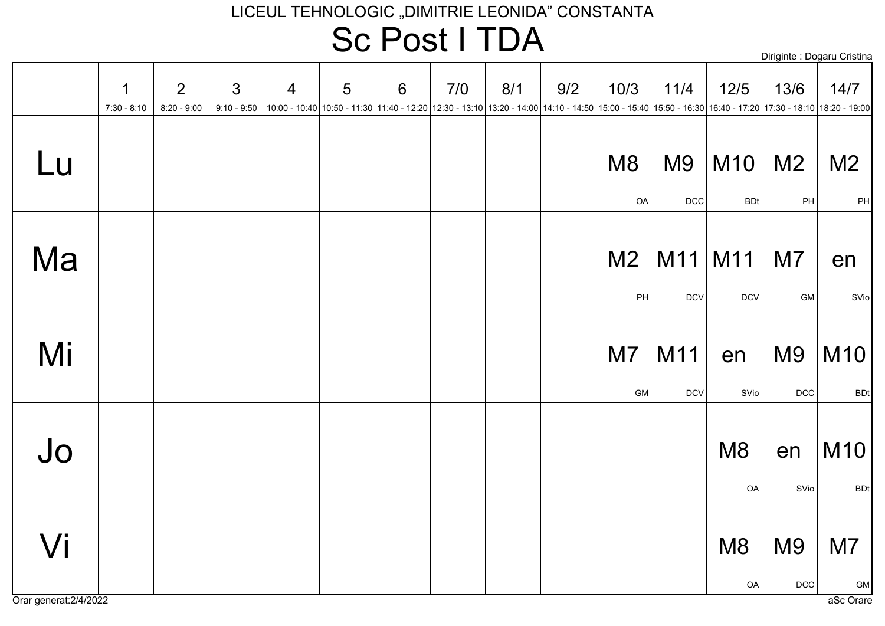LICEUL TEHNOLOGIC „DIMITRIE LEONIDA” CONSTANTA

# Sc Post I TDA

Diriginte : Dogaru Cristina

| | 1<br>7:30 - 8:10 | 2<br>8:20 - 9:00 | 3<br>9:10 - 9:50 | 4<br>10:00 - 10:40 | 5<br>10:50 - 11:30 | 6<br>11:40 - 12:20 | 7/0<br>12:30 - 13:10 | 8/1<br>13:20 - 14:00 | 9/2<br>14:10 - 14:50 | 10/3<br>15:00 - 15:40 | 11/4<br>15:50 - 16:30 | 12/5<br>16:40 - 17:20 | 13/6<br>17:30 - 18:10 | 14/7<br>18:20 - 19:00 |
|---|---|---|---|---|---|---|---|---|---|---|---|---|---|---|
| Lu | | | | | | | | | | M8<br>OA | M9<br>DCC | M10<br>BDt | M2<br>PH | M2<br>PH |
| Ma | | | | | | | | | | M2<br>PH | M11<br>DCV | M11<br>DCV | M7<br>GM | en<br>SVio |
| Mi | | | | | | | | | | M7<br>GM | M11<br>DCV | en<br>SVio | M9<br>DCC | M10<br>BDt |
| Jo | | | | | | | | | | | | M8<br>OA | en<br>SVio | M10<br>BDt |
| Vi | | | | | | | | | | | | M8<br>OA | M9<br>DCC | M7<br>GM |

Orar generat:2/4/2022

aSc Orare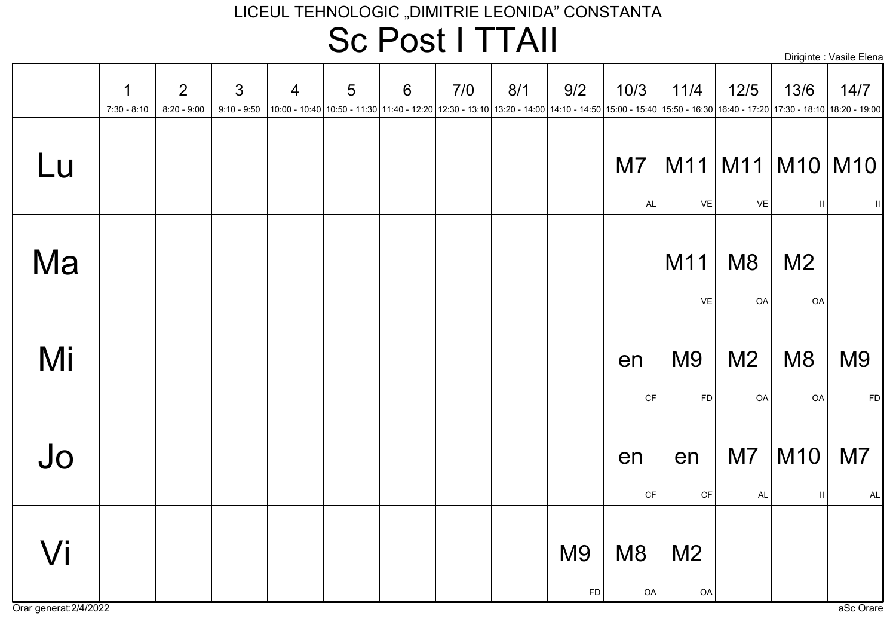LICEUL TEHNOLOGIC „DIMITRIE LEONIDA” CONSTANTA

# Sc Post I TTAII

Diriginte : Vasile Elena

| | 1<br>7:30 - 8:10 | 2<br>8:20 - 9:00 | 3<br>9:10 - 9:50 | 4<br>10:00 - 10:40 | 5<br>10:50 - 11:30 | 6<br>11:40 - 12:20 | 7/0<br>12:30 - 13:10 | 8/1<br>13:20 - 14:00 | 9/2<br>14:10 - 14:50 | 10/3<br>15:00 - 15:40 | 11/4<br>15:50 - 16:30 | 12/5<br>16:40 - 17:20 | 13/6<br>17:30 - 18:10 | 14/7<br>18:20 - 19:00 |
|---|---|---|---|---|---|---|---|---|---|---|---|---|---|---|
| Lu | | | | | | | | | | M7 AL | M11 VE | M11 VE | M10 II | M10 II |
| Ma | | | | | | | | | | | M11 VE | M8 OA | M2 OA | |
| Mi | | | | | | | | | | en CF | M9 FD | M2 OA | M8 OA | M9 FD |
| Jo | | | | | | | | | | en CF | en CF | M7 AL | M10 II | M7 AL |
| Vi | | | | | | | | | M9 FD | M8 OA | M2 OA | | | |

Orar generat:2/4/2022

aSc Orare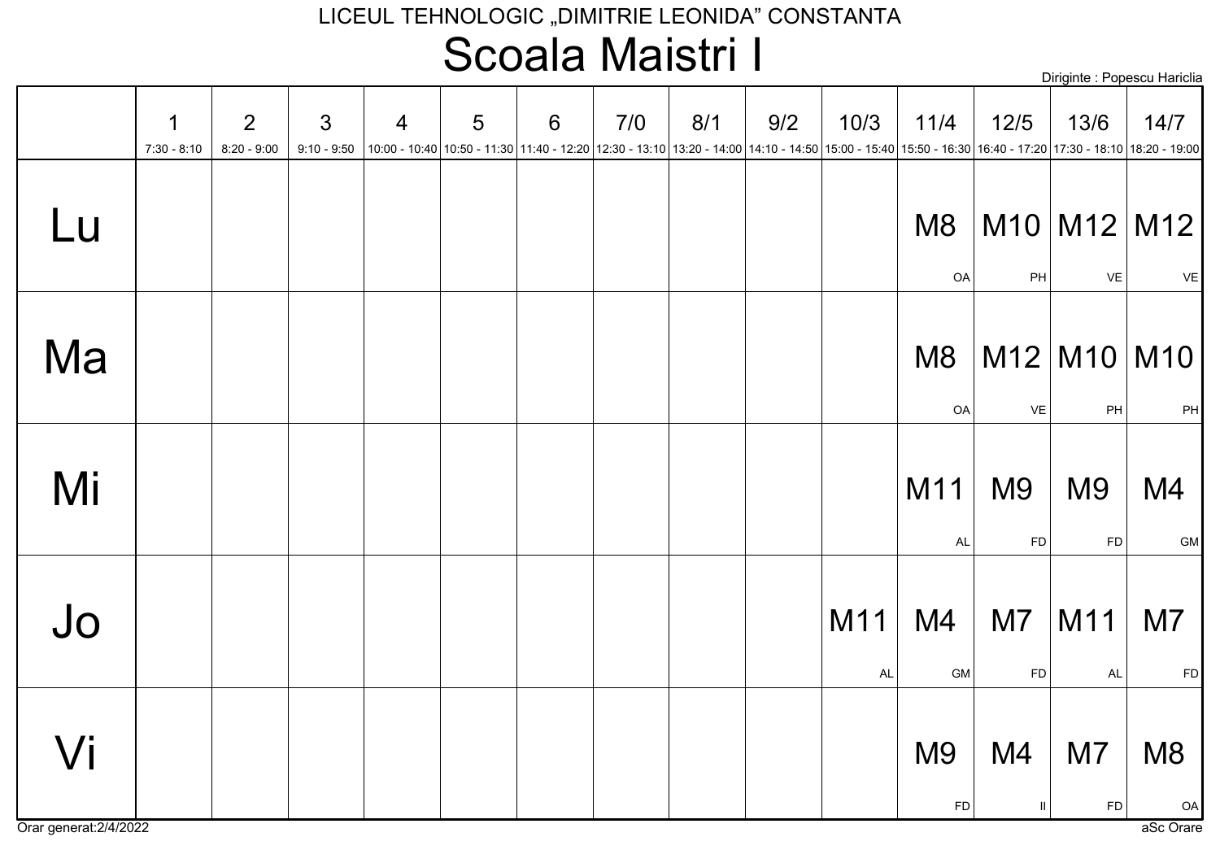LICEUL TEHNOLOGIC „DIMITRIE LEONIDA" CONSTANTA

# Scoala Maistri I

Diriginte : Popescu Hariclia

| | 1<br>7:30 - 8:10 | 2<br>8:20 - 9:00 | 3<br>9:10 - 9:50 | 4<br>10:00 - 10:40 | 5<br>10:50 - 11:30 | 6<br>11:40 - 12:20 | 7/0<br>12:30 - 13:10 | 8/1<br>13:20 - 14:00 | 9/2<br>14:10 - 14:50 | 10/3<br>15:00 - 15:40 | 11/4<br>15:50 - 16:30 | 12/5<br>16:40 - 17:20 | 13/6<br>17:30 - 18:10 | 14/7<br>18:20 - 19:00 |
|---|---|---|---|---|---|---|---|---|---|---|---|---|---|---|
| Lu | | | | | | | | | | | M8 OA | M10 PH | M12 VE | M12 VE |
| Ma | | | | | | | | | | | M8 OA | M12 VE | M10 PH | M10 PH |
| Mi | | | | | | | | | | | M11 AL | M9 FD | M9 FD | M4 GM |
| Jo | | | | | | | | | | M11 AL | M4 GM | M7 FD | M11 AL | M7 FD |
| Vi | | | | | | | | | | | M9 FD | M4 II | M7 FD | M8 OA |

Orar generat:2/4/2022

aSc Orare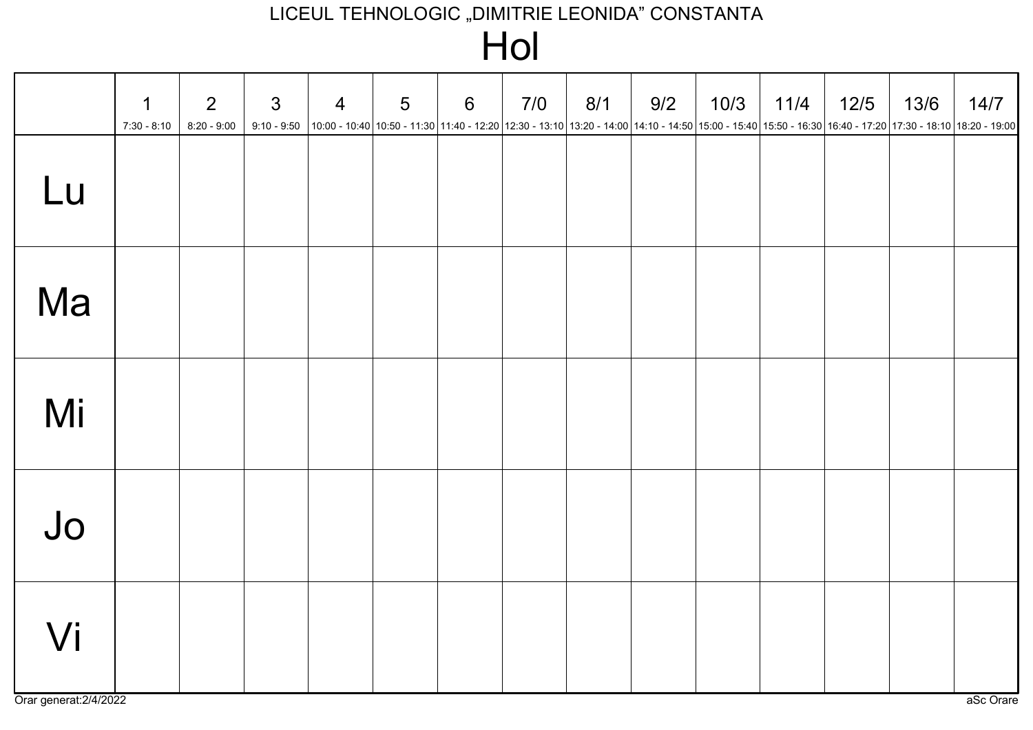LICEUL TEHNOLOGIC „DIMITRIE LEONIDA" CONSTANTA

# Hol

| | 1<br>7:30 - 8:10 | 2<br>8:20 - 9:00 | 3<br>9:10 - 9:50 | 4<br>10:00 - 10:40 | 5<br>10:50 - 11:30 | 6<br>11:40 - 12:20 | 7/0<br>12:30 - 13:10 | 8/1<br>13:20 - 14:00 | 9/2<br>14:10 - 14:50 | 10/3<br>15:00 - 15:40 | 11/4<br>15:50 - 16:30 | 12/5<br>16:40 - 17:20 | 13/6<br>17:30 - 18:10 | 14/7<br>18:20 - 19:00 |
|---|---|---|---|---|---|---|---|---|---|---|---|---|---|---|
| Lu | | | | | | | | | | | | | | |
| Ma | | | | | | | | | | | | | | |
| Mi | | | | | | | | | | | | | | |
| Jo | | | | | | | | | | | | | | |
| Vi | | | | | | | | | | | | | | |

Orar generat:2/4/2022

aSc Orare